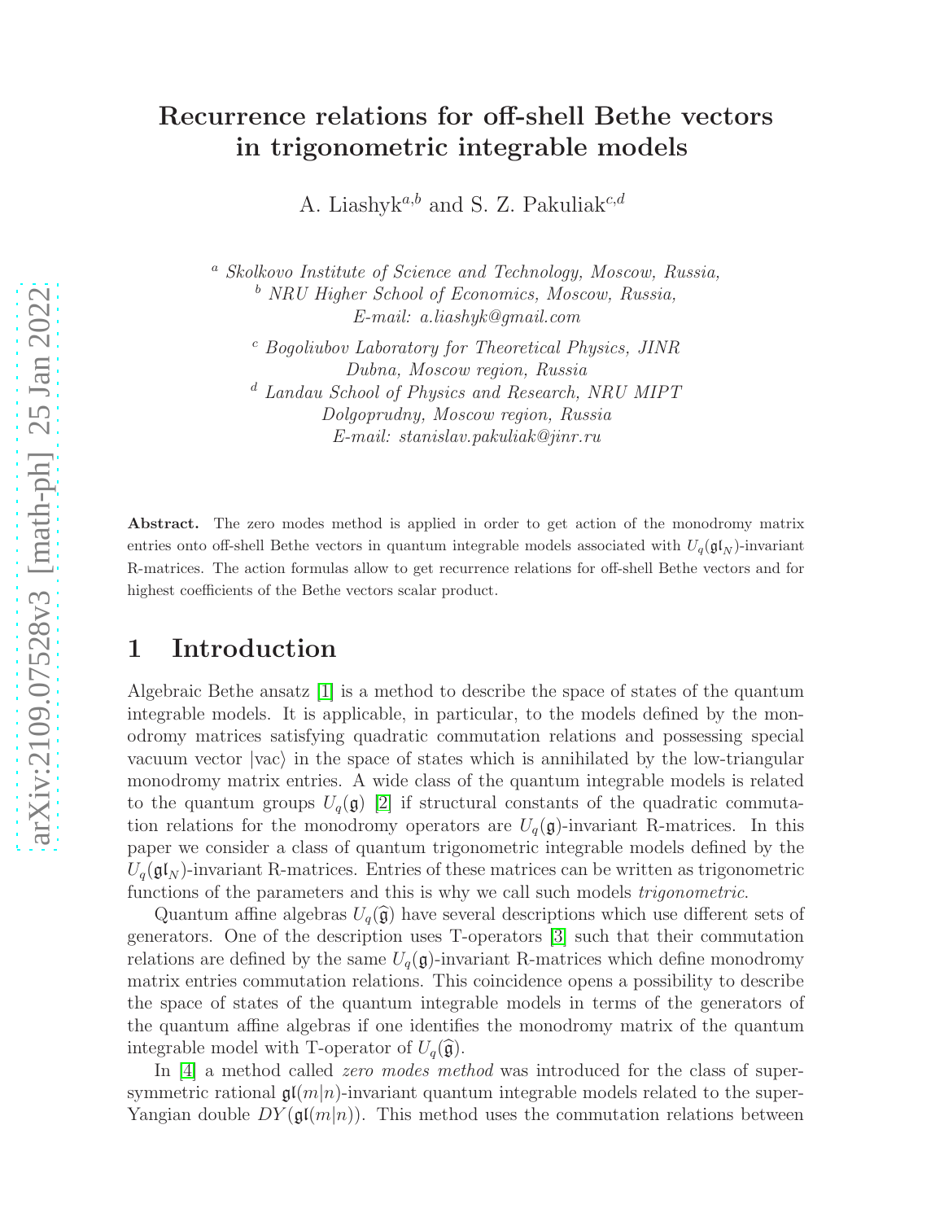# Recurrence relations for off-shell Bethe vectors in trigonometric integrable models

A. Liashyk[a,b] and S. Z. Pakuliak[c,d]

[a] *Skolkovo Institute of Science and Technology, Moscow, Russia,*
[b] *NRU Higher School of Economics, Moscow, Russia,*
*E-mail: a.liashyk@gmail.com*

[c] *Bogoliubov Laboratory for Theoretical Physics, JINR*
*Dubna, Moscow region, Russia*
[d] *Landau School of Physics and Research, NRU MIPT*
*Dolgoprudny, Moscow region, Russia*
*E-mail: stanislav.pakuliak@jinr.ru*

**Abstract.** The zero modes method is applied in order to get action of the monodromy matrix entries onto off-shell Bethe vectors in quantum integrable models associated with $U_q(\mathfrak{gl}_N)$-invariant R-matrices. The action formulas allow to get recurrence relations for off-shell Bethe vectors and for highest coefficients of the Bethe vectors scalar product.

## 1 Introduction

Algebraic Bethe ansatz [1] is a method to describe the space of states of the quantum integrable models. It is applicable, in particular, to the models defined by the monodromy matrices satisfying quadratic commutation relations and possessing special vacuum vector $|\mathrm{vac}\rangle$ in the space of states which is annihilated by the low-triangular monodromy matrix entries. A wide class of the quantum integrable models is related to the quantum groups $U_q(\mathfrak{g})$ [2] if structural constants of the quadratic commutation relations for the monodromy operators are $U_q(\mathfrak{g})$-invariant R-matrices. In this paper we consider a class of quantum trigonometric integrable models defined by the $U_q(\mathfrak{gl}_N)$-invariant R-matrices. Entries of these matrices can be written as trigonometric functions of the parameters and this is why we call such models *trigonometric*.

Quantum affine algebras $U_q(\widehat{\mathfrak{g}})$ have several descriptions which use different sets of generators. One of the description uses T-operators [3] such that their commutation relations are defined by the same $U_q(\mathfrak{g})$-invariant R-matrices which define monodromy matrix entries commutation relations. This coincidence opens a possibility to describe the space of states of the quantum integrable models in terms of the generators of the quantum affine algebras if one identifies the monodromy matrix of the quantum integrable model with T-operator of $U_q(\widehat{\mathfrak{g}})$.

In [4] a method called *zero modes method* was introduced for the class of supersymmetric rational $\mathfrak{gl}(m|n)$-invariant quantum integrable models related to the super-Yangian double $DY(\mathfrak{gl}(m|n))$. This method uses the commutation relations between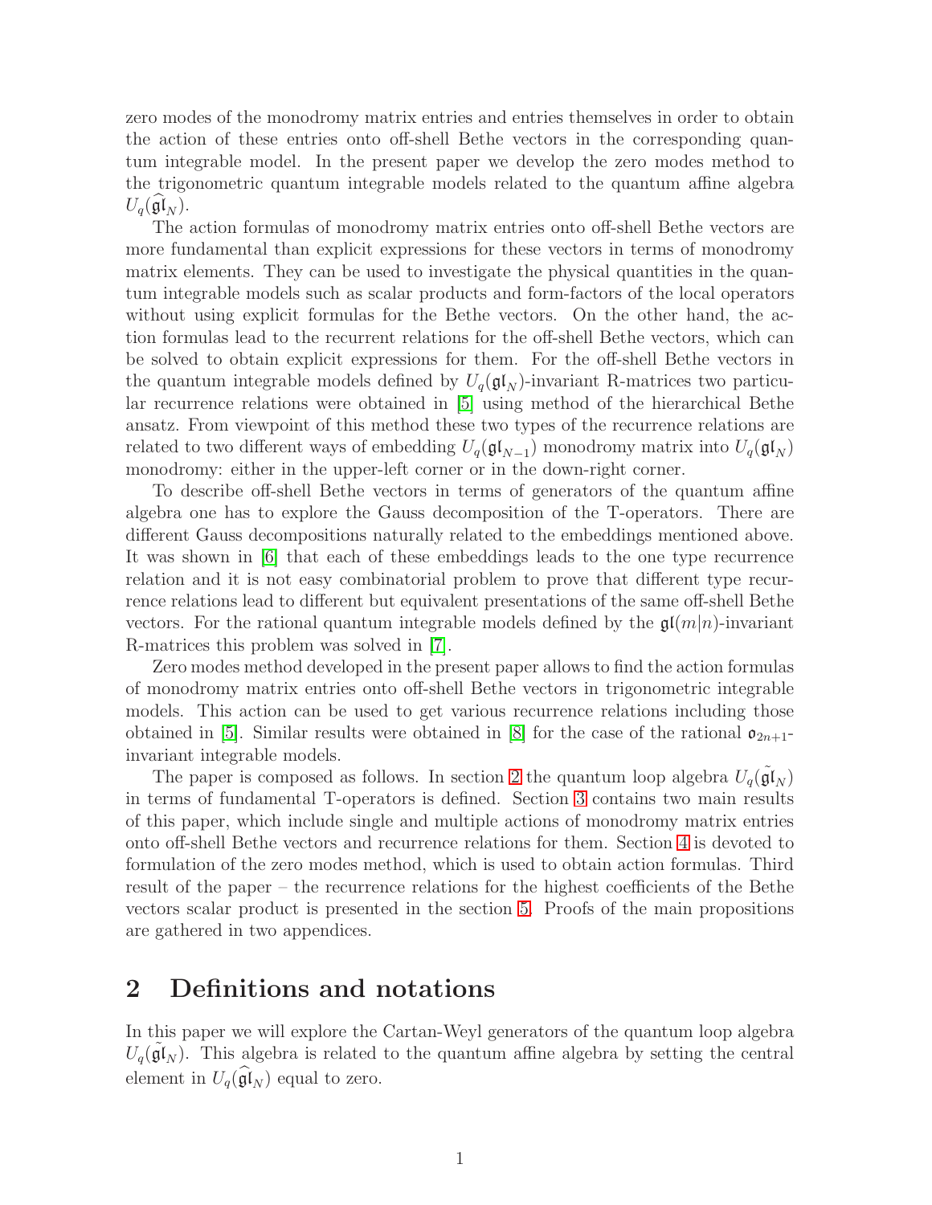zero modes of the monodromy matrix entries and entries themselves in order to obtain the action of these entries onto off-shell Bethe vectors in the corresponding quantum integrable model. In the present paper we develop the zero modes method to the trigonometric quantum integrable models related to the quantum affine algebra $U_q(\widehat{\mathfrak{gl}}_N)$.

The action formulas of monodromy matrix entries onto off-shell Bethe vectors are more fundamental than explicit expressions for these vectors in terms of monodromy matrix elements. They can be used to investigate the physical quantities in the quantum integrable models such as scalar products and form-factors of the local operators without using explicit formulas for the Bethe vectors. On the other hand, the action formulas lead to the recurrent relations for the off-shell Bethe vectors, which can be solved to obtain explicit expressions for them. For the off-shell Bethe vectors in the quantum integrable models defined by $U_q(\mathfrak{gl}_N)$-invariant R-matrices two particular recurrence relations were obtained in [5] using method of the hierarchical Bethe ansatz. From viewpoint of this method these two types of the recurrence relations are related to two different ways of embedding $U_q(\mathfrak{gl}_{N-1})$ monodromy matrix into $U_q(\mathfrak{gl}_N)$ monodromy: either in the upper-left corner or in the down-right corner.

To describe off-shell Bethe vectors in terms of generators of the quantum affine algebra one has to explore the Gauss decomposition of the T-operators. There are different Gauss decompositions naturally related to the embeddings mentioned above. It was shown in [6] that each of these embeddings leads to the one type recurrence relation and it is not easy combinatorial problem to prove that different type recurrence relations lead to different but equivalent presentations of the same off-shell Bethe vectors. For the rational quantum integrable models defined by the $\mathfrak{gl}(m|n)$-invariant R-matrices this problem was solved in [7].

Zero modes method developed in the present paper allows to find the action formulas of monodromy matrix entries onto off-shell Bethe vectors in trigonometric integrable models. This action can be used to get various recurrence relations including those obtained in [5]. Similar results were obtained in [8] for the case of the rational $\mathfrak{o}_{2n+1}$-invariant integrable models.

The paper is composed as follows. In section 2 the quantum loop algebra $U_q(\tilde{\mathfrak{gl}}_N)$ in terms of fundamental T-operators is defined. Section 3 contains two main results of this paper, which include single and multiple actions of monodromy matrix entries onto off-shell Bethe vectors and recurrence relations for them. Section 4 is devoted to formulation of the zero modes method, which is used to obtain action formulas. Third result of the paper – the recurrence relations for the highest coefficients of the Bethe vectors scalar product is presented in the section 5. Proofs of the main propositions are gathered in two appendices.

# 2 Definitions and notations

In this paper we will explore the Cartan-Weyl generators of the quantum loop algebra $U_q(\tilde{\mathfrak{gl}}_N)$. This algebra is related to the quantum affine algebra by setting the central element in $U_q(\widehat{\mathfrak{gl}}_N)$ equal to zero.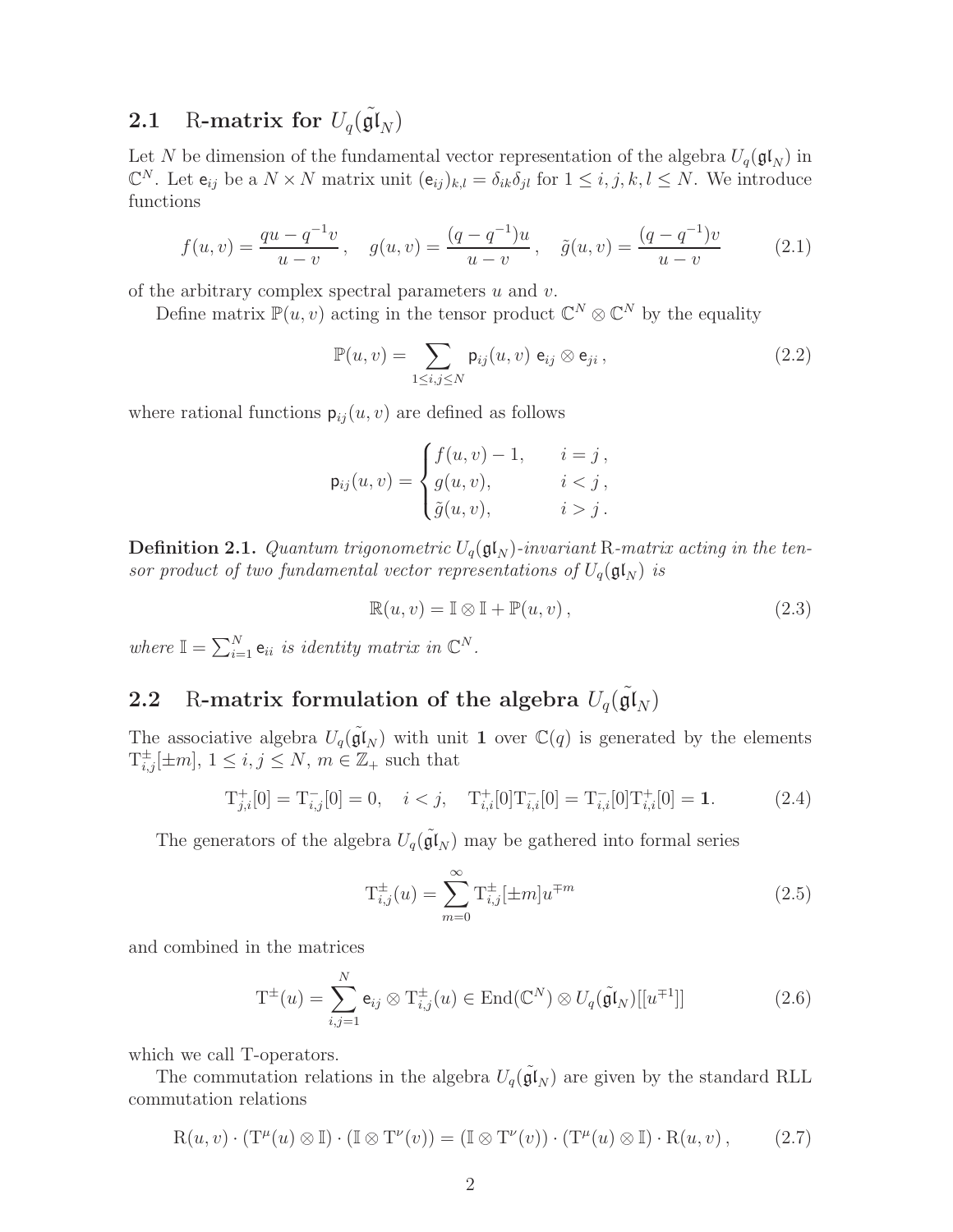## 2.1 R-matrix for $U_q(\tilde{\mathfrak{gl}}_N)$

Let $N$ be dimension of the fundamental vector representation of the algebra $U_q(\mathfrak{gl}_N)$ in $\mathbb{C}^N$. Let $\mathsf{e}_{ij}$ be a $N \times N$ matrix unit $(\mathsf{e}_{ij})_{k,l} = \delta_{ik}\delta_{jl}$ for $1 \leq i, j, k, l \leq N$. We introduce functions

$$f(u,v) = \frac{qu - q^{-1}v}{u - v}, \quad g(u,v) = \frac{(q - q^{-1})u}{u - v}, \quad \tilde{g}(u,v) = \frac{(q - q^{-1})v}{u - v} \tag{2.1}$$

of the arbitrary complex spectral parameters $u$ and $v$.

Define matrix $\mathbb{P}(u,v)$ acting in the tensor product $\mathbb{C}^N \otimes \mathbb{C}^N$ by the equality

$$\mathbb{P}(u,v) = \sum_{1 \leq i,j \leq N} \mathsf{p}_{ij}(u,v)\ \mathsf{e}_{ij} \otimes \mathsf{e}_{ji}\,, \tag{2.2}$$

where rational functions $\mathsf{p}_{ij}(u,v)$ are defined as follows

$$\mathsf{p}_{ij}(u,v) = \begin{cases} f(u,v) - 1, & i = j\,, \\ g(u,v), & i < j\,, \\ \tilde{g}(u,v), & i > j\,. \end{cases}$$

**Definition 2.1.** *Quantum trigonometric $U_q(\mathfrak{gl}_N)$-invariant* R*-matrix acting in the tensor product of two fundamental vector representations of $U_q(\mathfrak{gl}_N)$ is*

$$\mathbb{R}(u,v) = \mathbb{I} \otimes \mathbb{I} + \mathbb{P}(u,v)\,, \tag{2.3}$$

*where $\mathbb{I} = \sum_{i=1}^N \mathsf{e}_{ii}$ is identity matrix in $\mathbb{C}^N$.*

## 2.2 R-matrix formulation of the algebra $U_q(\tilde{\mathfrak{gl}}_N)$

The associative algebra $U_q(\tilde{\mathfrak{gl}}_N)$ with unit $\mathbf{1}$ over $\mathbb{C}(q)$ is generated by the elements $\mathrm{T}^{\pm}_{i,j}[\pm m]$, $1 \leq i, j \leq N$, $m \in \mathbb{Z}_+$ such that

$$\mathrm{T}^{+}_{j,i}[0] = \mathrm{T}^{-}_{i,j}[0] = 0, \quad i < j, \quad \mathrm{T}^{+}_{i,i}[0]\mathrm{T}^{-}_{i,i}[0] = \mathrm{T}^{-}_{i,i}[0]\mathrm{T}^{+}_{i,i}[0] = \mathbf{1}. \tag{2.4}$$

The generators of the algebra $U_q(\tilde{\mathfrak{gl}}_N)$ may be gathered into formal series

$$\mathrm{T}^{\pm}_{i,j}(u) = \sum_{m=0}^{\infty} \mathrm{T}^{\pm}_{i,j}[\pm m] u^{\mp m} \tag{2.5}$$

and combined in the matrices

$$\mathrm{T}^{\pm}(u) = \sum_{i,j=1}^{N} \mathsf{e}_{ij} \otimes \mathrm{T}^{\pm}_{i,j}(u) \in \mathrm{End}(\mathbb{C}^N) \otimes U_q(\tilde{\mathfrak{gl}}_N)[[u^{\mp 1}]] \tag{2.6}$$

which we call T-operators.

The commutation relations in the algebra $U_q(\tilde{\mathfrak{gl}}_N)$ are given by the standard RLL commutation relations

$$\mathrm{R}(u,v) \cdot (\mathrm{T}^{\mu}(u) \otimes \mathbb{I}) \cdot (\mathbb{I} \otimes \mathrm{T}^{\nu}(v)) = (\mathbb{I} \otimes \mathrm{T}^{\nu}(v)) \cdot (\mathrm{T}^{\mu}(u) \otimes \mathbb{I}) \cdot \mathrm{R}(u,v)\,, \tag{2.7}$$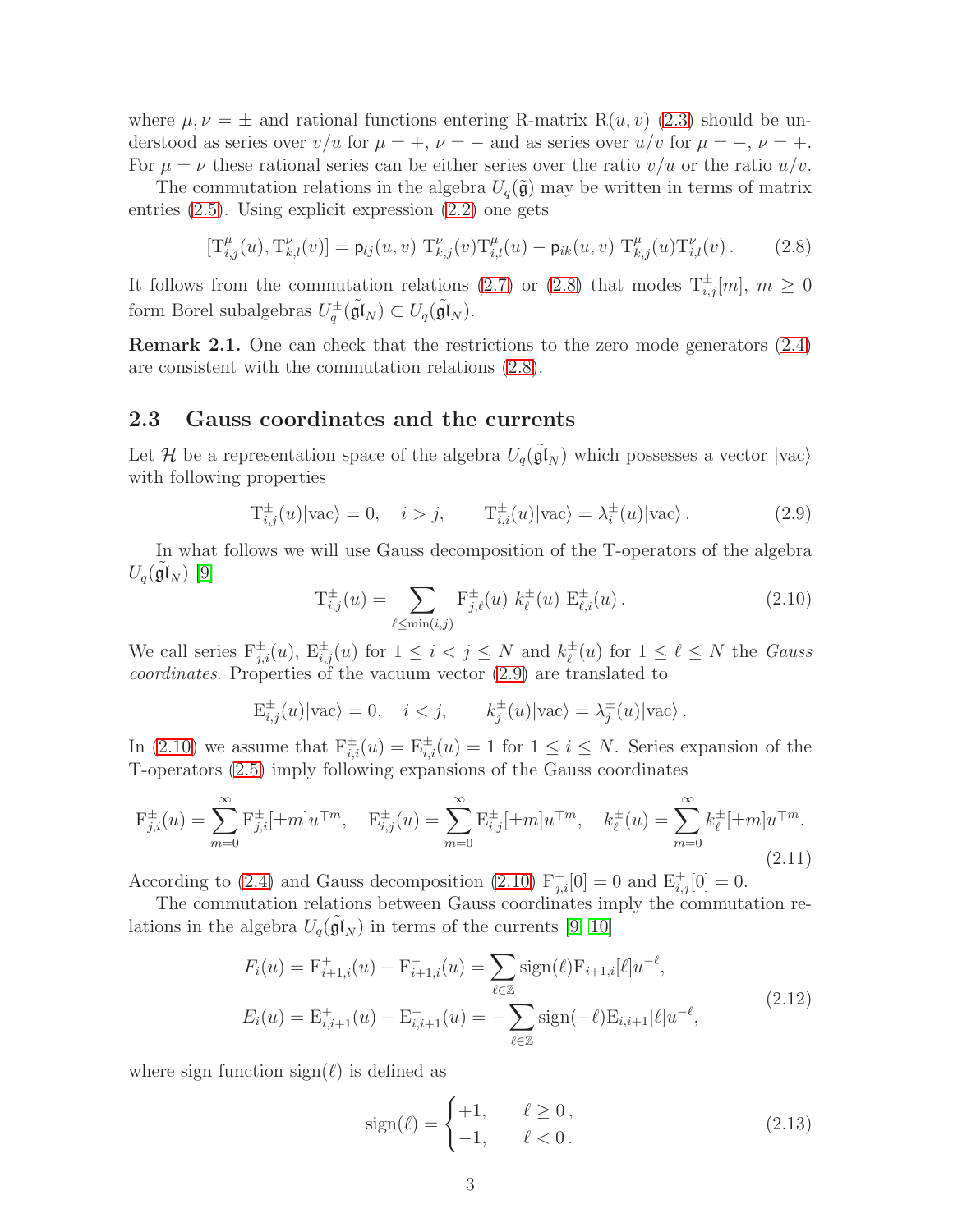where $\mu,\nu=\pm$ and rational functions entering R-matrix $\mathrm{R}(u,v)$ (2.3) should be understood as series over $v/u$ for $\mu=+$, $\nu=-$ and as series over $u/v$ for $\mu=-$, $\nu=+$. For $\mu=\nu$ these rational series can be either series over the ratio $v/u$ or the ratio $u/v$.

The commutation relations in the algebra $U_q(\tilde{\mathfrak{g}})$ may be written in terms of matrix entries (2.5). Using explicit expression (2.2) one gets

$$[\mathrm{T}^{\mu}_{i,j}(u),\mathrm{T}^{\nu}_{k,l}(v)]=\mathsf{p}_{lj}(u,v)\ \mathrm{T}^{\nu}_{k,j}(v)\mathrm{T}^{\mu}_{i,l}(u)-\mathsf{p}_{ik}(u,v)\ \mathrm{T}^{\mu}_{k,j}(u)\mathrm{T}^{\nu}_{i,l}(v)\,. \tag{2.8}$$

It follows from the commutation relations (2.7) or (2.8) that modes $\mathrm{T}^{\pm}_{i,j}[m]$, $m\geq 0$ form Borel subalgebras $U^{\pm}_q(\tilde{\mathfrak{gl}}_N)\subset U_q(\tilde{\mathfrak{gl}}_N)$.

**Remark 2.1.** One can check that the restrictions to the zero mode generators (2.4) are consistent with the commutation relations (2.8).

## 2.3 Gauss coordinates and the currents

Let $\mathcal{H}$ be a representation space of the algebra $U_q(\tilde{\mathfrak{gl}}_N)$ which possesses a vector $|\mathrm{vac}\rangle$ with following properties

$$\mathrm{T}^{\pm}_{i,j}(u)|\mathrm{vac}\rangle=0,\quad i>j,\qquad \mathrm{T}^{\pm}_{i,i}(u)|\mathrm{vac}\rangle=\lambda^{\pm}_i(u)|\mathrm{vac}\rangle\,. \tag{2.9}$$

In what follows we will use Gauss decomposition of the T-operators of the algebra $U_q(\tilde{\mathfrak{gl}}_N)$ [9]

$$\mathrm{T}^{\pm}_{i,j}(u)=\sum_{\ell\leq\min(i,j)}\mathrm{F}^{\pm}_{j,\ell}(u)\ k^{\pm}_{\ell}(u)\ \mathrm{E}^{\pm}_{\ell,i}(u)\,. \tag{2.10}$$

We call series $\mathrm{F}^{\pm}_{j,i}(u)$, $\mathrm{E}^{\pm}_{i,j}(u)$ for $1\leq i<j\leq N$ and $k^{\pm}_{\ell}(u)$ for $1\leq\ell\leq N$ the *Gauss coordinates*. Properties of the vacuum vector (2.9) are translated to

$$\mathrm{E}^{\pm}_{i,j}(u)|\mathrm{vac}\rangle=0,\quad i<j,\qquad k^{\pm}_{j}(u)|\mathrm{vac}\rangle=\lambda^{\pm}_j(u)|\mathrm{vac}\rangle\,.$$

In (2.10) we assume that $\mathrm{F}^{\pm}_{i,i}(u)=\mathrm{E}^{\pm}_{i,i}(u)=1$ for $1\leq i\leq N$. Series expansion of the T-operators (2.5) imply following expansions of the Gauss coordinates

$$\mathrm{F}^{\pm}_{j,i}(u)=\sum_{m=0}^{\infty}\mathrm{F}^{\pm}_{j,i}[\pm m]u^{\mp m},\quad \mathrm{E}^{\pm}_{i,j}(u)=\sum_{m=0}^{\infty}\mathrm{E}^{\pm}_{i,j}[\pm m]u^{\mp m},\quad k^{\pm}_{\ell}(u)=\sum_{m=0}^{\infty}k^{\pm}_{\ell}[\pm m]u^{\mp m}. \tag{2.11}$$

According to (2.4) and Gauss decomposition (2.10) $\mathrm{F}^{-}_{j,i}[0]=0$ and $\mathrm{E}^{+}_{i,j}[0]=0$.

The commutation relations between Gauss coordinates imply the commutation relations in the algebra $U_q(\tilde{\mathfrak{gl}}_N)$ in terms of the currents [9, 10]

$$\begin{aligned}
F_i(u)&=\mathrm{F}^{+}_{i+1,i}(u)-\mathrm{F}^{-}_{i+1,i}(u)=\sum_{\ell\in\mathbb{Z}}\mathrm{sign}(\ell)\mathrm{F}_{i+1,i}[\ell]u^{-\ell},\\
E_i(u)&=\mathrm{E}^{+}_{i,i+1}(u)-\mathrm{E}^{-}_{i,i+1}(u)=-\sum_{\ell\in\mathbb{Z}}\mathrm{sign}(-\ell)\mathrm{E}_{i,i+1}[\ell]u^{-\ell},
\end{aligned} \tag{2.12}$$

where sign function $\mathrm{sign}(\ell)$ is defined as

$$\mathrm{sign}(\ell)=\begin{cases}+1, & \ell\geq 0\,,\\ -1, & \ell<0\,.\end{cases} \tag{2.13}$$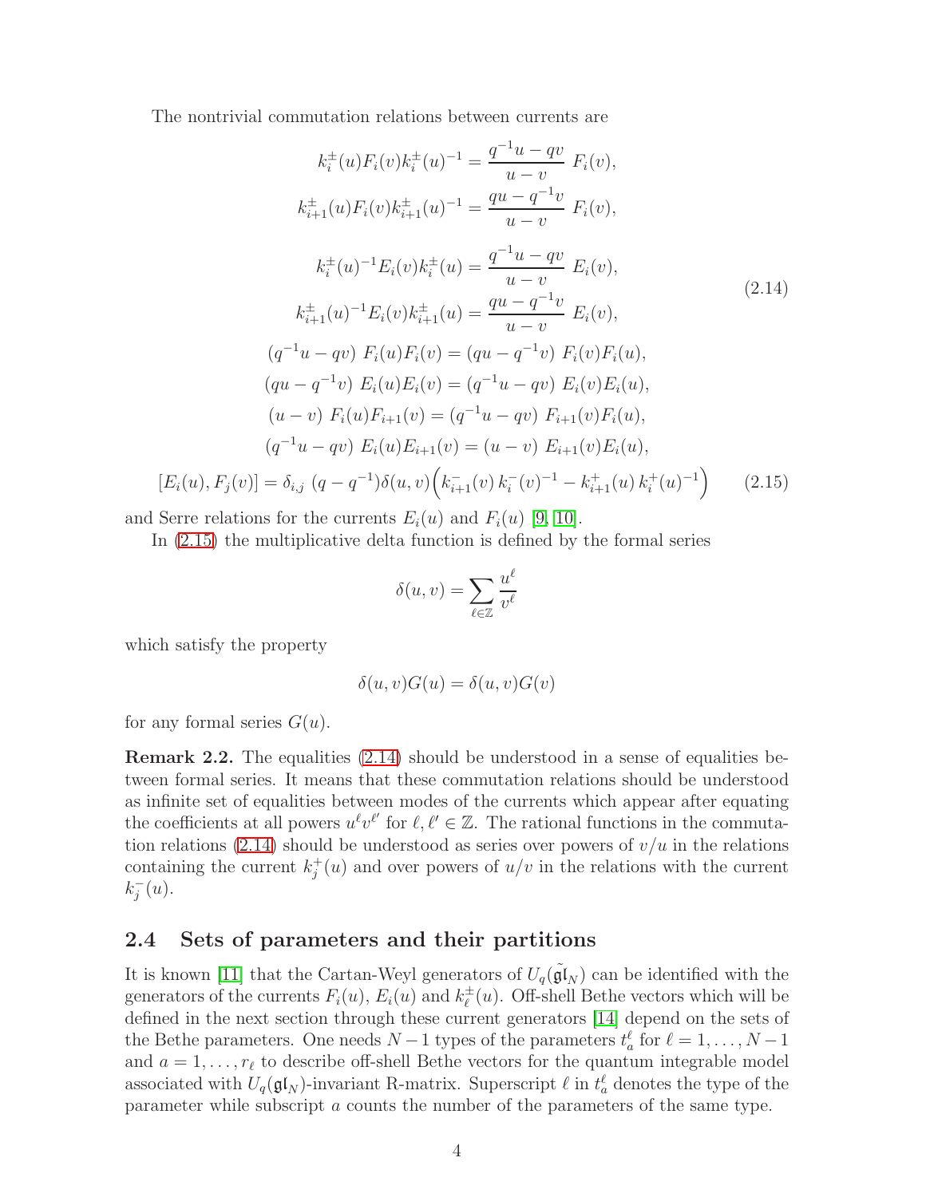The nontrivial commutation relations between currents are

$$
\begin{aligned}
k_i^{\pm}(u)F_i(v)k_i^{\pm}(u)^{-1} &= \frac{q^{-1}u-qv}{u-v}\ F_i(v),\\
k_{i+1}^{\pm}(u)F_i(v)k_{i+1}^{\pm}(u)^{-1} &= \frac{qu-q^{-1}v}{u-v}\ F_i(v),\\
k_i^{\pm}(u)^{-1}E_i(v)k_i^{\pm}(u) &= \frac{q^{-1}u-qv}{u-v}\ E_i(v),\\
k_{i+1}^{\pm}(u)^{-1}E_i(v)k_{i+1}^{\pm}(u) &= \frac{qu-q^{-1}v}{u-v}\ E_i(v),\\
(q^{-1}u-qv)\ F_i(u)F_i(v) &= (qu-q^{-1}v)\ F_i(v)F_i(u),\\
(qu-q^{-1}v)\ E_i(u)E_i(v) &= (q^{-1}u-qv)\ E_i(v)E_i(u),\\
(u-v)\ F_i(u)F_{i+1}(v) &= (q^{-1}u-qv)\ F_{i+1}(v)F_i(u),\\
(q^{-1}u-qv)\ E_i(u)E_{i+1}(v) &= (u-v)\ E_{i+1}(v)E_i(u),
\end{aligned}
\tag{2.14}
$$

$$
[E_i(u),F_j(v)] = \delta_{i,j}\ (q-q^{-1})\delta(u,v)\Big(k_{i+1}^{-}(v)\,k_i^{-}(v)^{-1} - k_{i+1}^{+}(u)\,k_i^{+}(u)^{-1}\Big) \tag{2.15}
$$

and Serre relations for the currents $E_i(u)$ and $F_i(u)$ [9, 10].

In (2.15) the multiplicative delta function is defined by the formal series

$$
\delta(u,v) = \sum_{\ell\in\mathbb{Z}} \frac{u^\ell}{v^\ell}
$$

which satisfy the property

$$
\delta(u,v)G(u) = \delta(u,v)G(v)
$$

for any formal series $G(u)$.

**Remark 2.2.** The equalities (2.14) should be understood in a sense of equalities between formal series. It means that these commutation relations should be understood as infinite set of equalities between modes of the currents which appear after equating the coefficients at all powers $u^\ell v^{\ell'}$ for $\ell,\ell'\in\mathbb{Z}$. The rational functions in the commutation relations (2.14) should be understood as series over powers of $v/u$ in the relations containing the current $k_j^+(u)$ and over powers of $u/v$ in the relations with the current $k_j^-(u)$.

## 2.4 Sets of parameters and their partitions

It is known [11] that the Cartan-Weyl generators of $U_q(\tilde{\mathfrak{gl}}_N)$ can be identified with the generators of the currents $F_i(u)$, $E_i(u)$ and $k_\ell^{\pm}(u)$. Off-shell Bethe vectors which will be defined in the next section through these current generators [14] depend on the sets of the Bethe parameters. One needs $N-1$ types of the parameters $t_a^\ell$ for $\ell=1,\dots,N-1$ and $a=1,\dots,r_\ell$ to describe off-shell Bethe vectors for the quantum integrable model associated with $U_q(\mathfrak{gl}_N)$-invariant R-matrix. Superscript $\ell$ in $t_a^\ell$ denotes the type of the parameter while subscript $a$ counts the number of the parameters of the same type.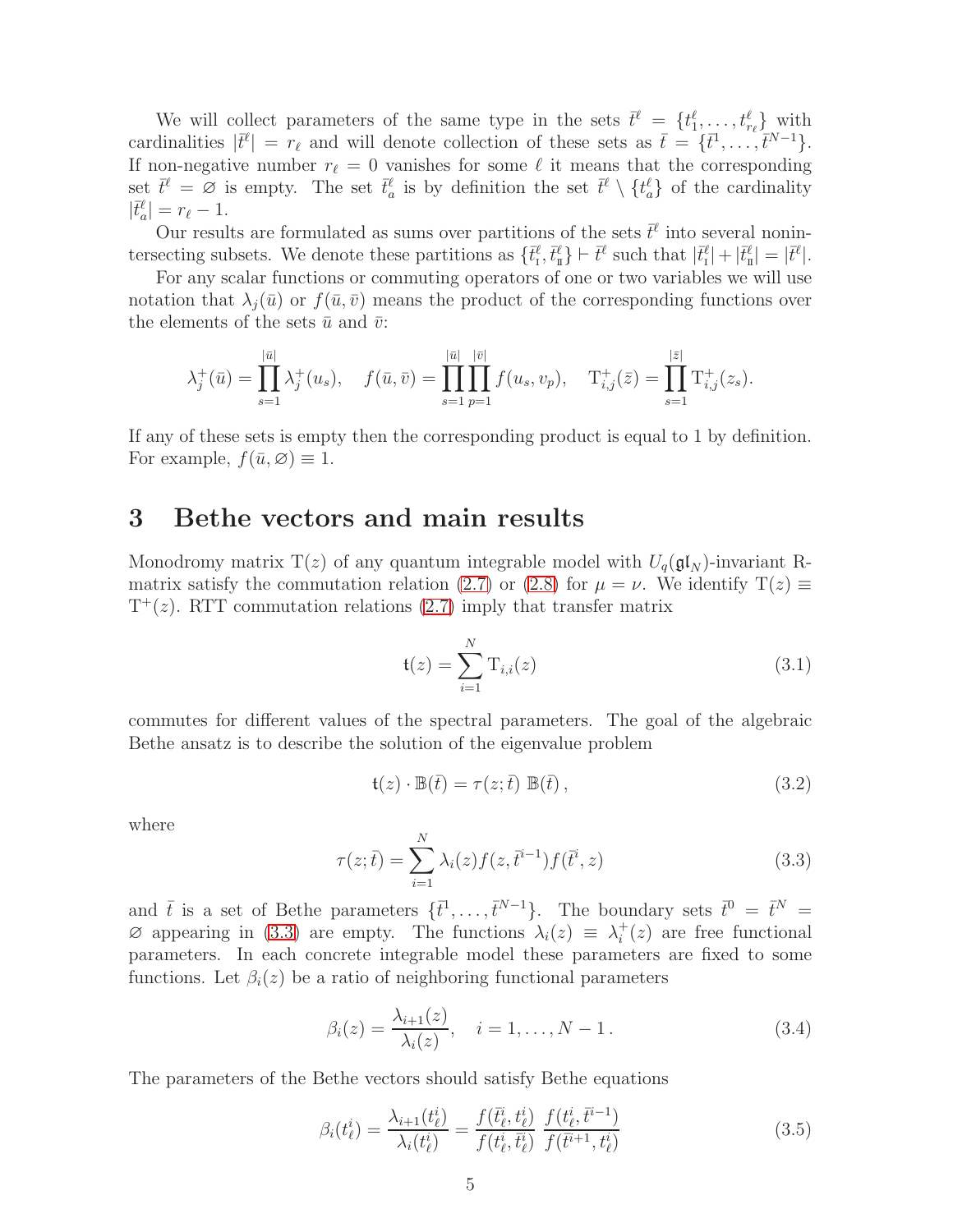We will collect parameters of the same type in the sets $\bar{t}^\ell = \{t^\ell_1, \dots, t^\ell_{r_\ell}\}$ with cardinalities $|\bar{t}^\ell| = r_\ell$ and will denote collection of these sets as $\bar{t} = \{\bar{t}^1, \dots, \bar{t}^{N-1}\}$. If non-negative number $r_\ell = 0$ vanishes for some $\ell$ it means that the corresponding set $\bar{t}^\ell = \varnothing$ is empty. The set $\bar{t}^\ell_a$ is by definition the set $\bar{t}^\ell \setminus \{t^\ell_a\}$ of the cardinality $|\bar{t}^\ell_a| = r_\ell - 1$.

Our results are formulated as sums over partitions of the sets $\bar{t}^\ell$ into several nonintersecting subsets. We denote these partitions as $\{\bar{t}^\ell_{\rm I}, \bar{t}^\ell_{\rm II}\} \vdash \bar{t}^\ell$ such that $|\bar{t}^\ell_{\rm I}| + |\bar{t}^\ell_{\rm II}| = |\bar{t}^\ell|$.

For any scalar functions or commuting operators of one or two variables we will use notation that $\lambda_j(\bar{u})$ or $f(\bar{u}, \bar{v})$ means the product of the corresponding functions over the elements of the sets $\bar{u}$ and $\bar{v}$:

$$\lambda^+_j(\bar{u}) = \prod_{s=1}^{|\bar{u}|} \lambda^+_j(u_s), \quad f(\bar{u}, \bar{v}) = \prod_{s=1}^{|\bar{u}|} \prod_{p=1}^{|\bar{v}|} f(u_s, v_p), \quad \mathrm{T}^+_{i,j}(\bar{z}) = \prod_{s=1}^{|\bar{z}|} \mathrm{T}^+_{i,j}(z_s).$$

If any of these sets is empty then the corresponding product is equal to 1 by definition. For example, $f(\bar{u}, \varnothing) \equiv 1$.

# 3 Bethe vectors and main results

Monodromy matrix $\mathrm{T}(z)$ of any quantum integrable model with $U_q(\mathfrak{gl}_N)$-invariant R-matrix satisfy the commutation relation (2.7) or (2.8) for $\mu = \nu$. We identify $\mathrm{T}(z) \equiv \mathrm{T}^+(z)$. RTT commutation relations (2.7) imply that transfer matrix

$$\mathfrak{t}(z) = \sum_{i=1}^{N} \mathrm{T}_{i,i}(z) \tag{3.1}$$

commutes for different values of the spectral parameters. The goal of the algebraic Bethe ansatz is to describe the solution of the eigenvalue problem

$$\mathfrak{t}(z) \cdot \mathbb{B}(\bar{t}) = \tau(z; \bar{t})\ \mathbb{B}(\bar{t})\,, \tag{3.2}$$

where

$$\tau(z; \bar{t}) = \sum_{i=1}^{N} \lambda_i(z) f(z, \bar{t}^{i-1}) f(\bar{t}^i, z) \tag{3.3}$$

and $\bar{t}$ is a set of Bethe parameters $\{\bar{t}^1, \dots, \bar{t}^{N-1}\}$. The boundary sets $\bar{t}^0 = \bar{t}^N = \varnothing$ appearing in (3.3) are empty. The functions $\lambda_i(z) \equiv \lambda^+_i(z)$ are free functional parameters. In each concrete integrable model these parameters are fixed to some functions. Let $\beta_i(z)$ be a ratio of neighboring functional parameters

$$\beta_i(z) = \frac{\lambda_{i+1}(z)}{\lambda_i(z)}, \quad i = 1, \dots, N-1\,. \tag{3.4}$$

The parameters of the Bethe vectors should satisfy Bethe equations

$$\beta_i(t^i_\ell) = \frac{\lambda_{i+1}(t^i_\ell)}{\lambda_i(t^i_\ell)} = \frac{f(\bar{t}^i_\ell, t^i_\ell)}{f(t^i_\ell, \bar{t}^i_\ell)}\ \frac{f(t^i_\ell, \bar{t}^{i-1})}{f(\bar{t}^{i+1}, t^i_\ell)} \tag{3.5}$$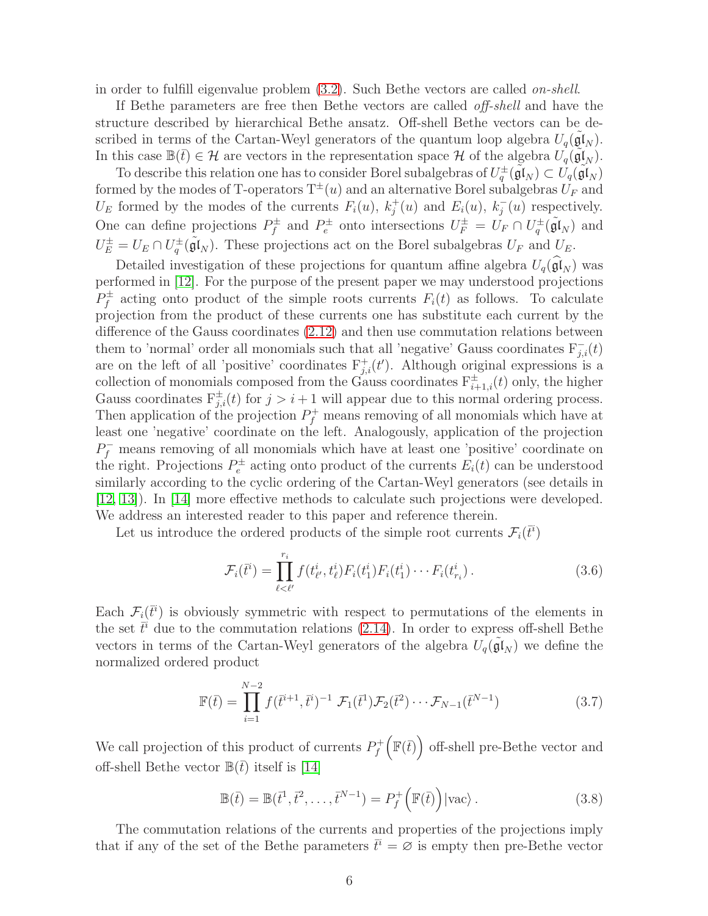in order to fulfill eigenvalue problem (3.2). Such Bethe vectors are called *on-shell*.

If Bethe parameters are free then Bethe vectors are called *off-shell* and have the structure described by hierarchical Bethe ansatz. Off-shell Bethe vectors can be described in terms of the Cartan-Weyl generators of the quantum loop algebra $U_q(\tilde{\mathfrak{gl}}_N)$. In this case $\mathbb{B}(\bar t) \in \mathcal{H}$ are vectors in the representation space $\mathcal{H}$ of the algebra $U_q(\tilde{\mathfrak{gl}}_N)$.

To describe this relation one has to consider Borel subalgebras of $U_q^{\pm}(\tilde{\mathfrak{gl}}_N) \subset U_q(\tilde{\mathfrak{gl}}_N)$ formed by the modes of T-operators $\mathrm{T}^{\pm}(u)$ and an alternative Borel subalgebras $U_F$ and $U_E$ formed by the modes of the currents $F_i(u)$, $k_j^+(u)$ and $E_i(u)$, $k_j^-(u)$ respectively. One can define projections $P_f^{\pm}$ and $P_e^{\pm}$ onto intersections $U_F^{\pm} = U_F \cap U_q^{\pm}(\tilde{\mathfrak{gl}}_N)$ and $U_E^{\pm} = U_E \cap U_q^{\pm}(\tilde{\mathfrak{gl}}_N)$. These projections act on the Borel subalgebras $U_F$ and $U_E$.

Detailed investigation of these projections for quantum affine algebra $U_q(\widehat{\mathfrak{gl}}_N)$ was performed in [12]. For the purpose of the present paper we may understood projections $P_f^{\pm}$ acting onto product of the simple roots currents $F_i(t)$ as follows. To calculate projection from the product of these currents one has substitute each current by the difference of the Gauss coordinates (2.12) and then use commutation relations between them to 'normal' order all monomials such that all 'negative' Gauss coordinates $\mathrm{F}_{j,i}^{-}(t)$ are on the left of all 'positive' coordinates $\mathrm{F}_{j,i}^{+}(t')$. Although original expressions is a collection of monomials composed from the Gauss coordinates $\mathrm{F}_{i+1,i}^{\pm}(t)$ only, the higher Gauss coordinates $\mathrm{F}_{j,i}^{\pm}(t)$ for $j > i+1$ will appear due to this normal ordering process. Then application of the projection $P_f^+$ means removing of all monomials which have at least one 'negative' coordinate on the left. Analogously, application of the projection $P_f^-$ means removing of all monomials which have at least one 'positive' coordinate on the right. Projections $P_e^{\pm}$ acting onto product of the currents $E_i(t)$ can be understood similarly according to the cyclic ordering of the Cartan-Weyl generators (see details in [12, 13]). In [14] more effective methods to calculate such projections were developed. We address an interested reader to this paper and reference therein.

Let us introduce the ordered products of the simple root currents $\mathcal{F}_i(\bar t^i)$

$$
\mathcal{F}_i(\bar t^i) = \prod_{\ell<\ell'}^{r_i} f(t^i_{\ell'}, t^i_{\ell}) F_i(t^i_1) F_i(t^i_1) \cdots F_i(t^i_{r_i})\,. \tag{3.6}
$$

Each $\mathcal{F}_i(\bar t^i)$ is obviously symmetric with respect to permutations of the elements in the set $\bar t^i$ due to the commutation relations (2.14). In order to express off-shell Bethe vectors in terms of the Cartan-Weyl generators of the algebra $U_q(\tilde{\mathfrak{gl}}_N)$ we define the normalized ordered product

$$
\mathbb{F}(\bar t) = \prod_{i=1}^{N-2} f(\bar t^{i+1}, \bar t^i)^{-1}\, \mathcal{F}_1(\bar t^1)\mathcal{F}_2(\bar t^2)\cdots\mathcal{F}_{N-1}(\bar t^{N-1}) \tag{3.7}
$$

We call projection of this product of currents $P_f^+\Big(\mathbb{F}(\bar t)\Big)$ off-shell pre-Bethe vector and off-shell Bethe vector $\mathbb{B}(\bar t)$ itself is [14]

$$
\mathbb{B}(\bar t) = \mathbb{B}(\bar t^1, \bar t^2, \ldots, \bar t^{N-1}) = P_f^+\Big(\mathbb{F}(\bar t)\Big)|\mathrm{vac}\rangle\,. \tag{3.8}
$$

The commutation relations of the currents and properties of the projections imply that if any of the set of the Bethe parameters $\bar t^i = \varnothing$ is empty then pre-Bethe vector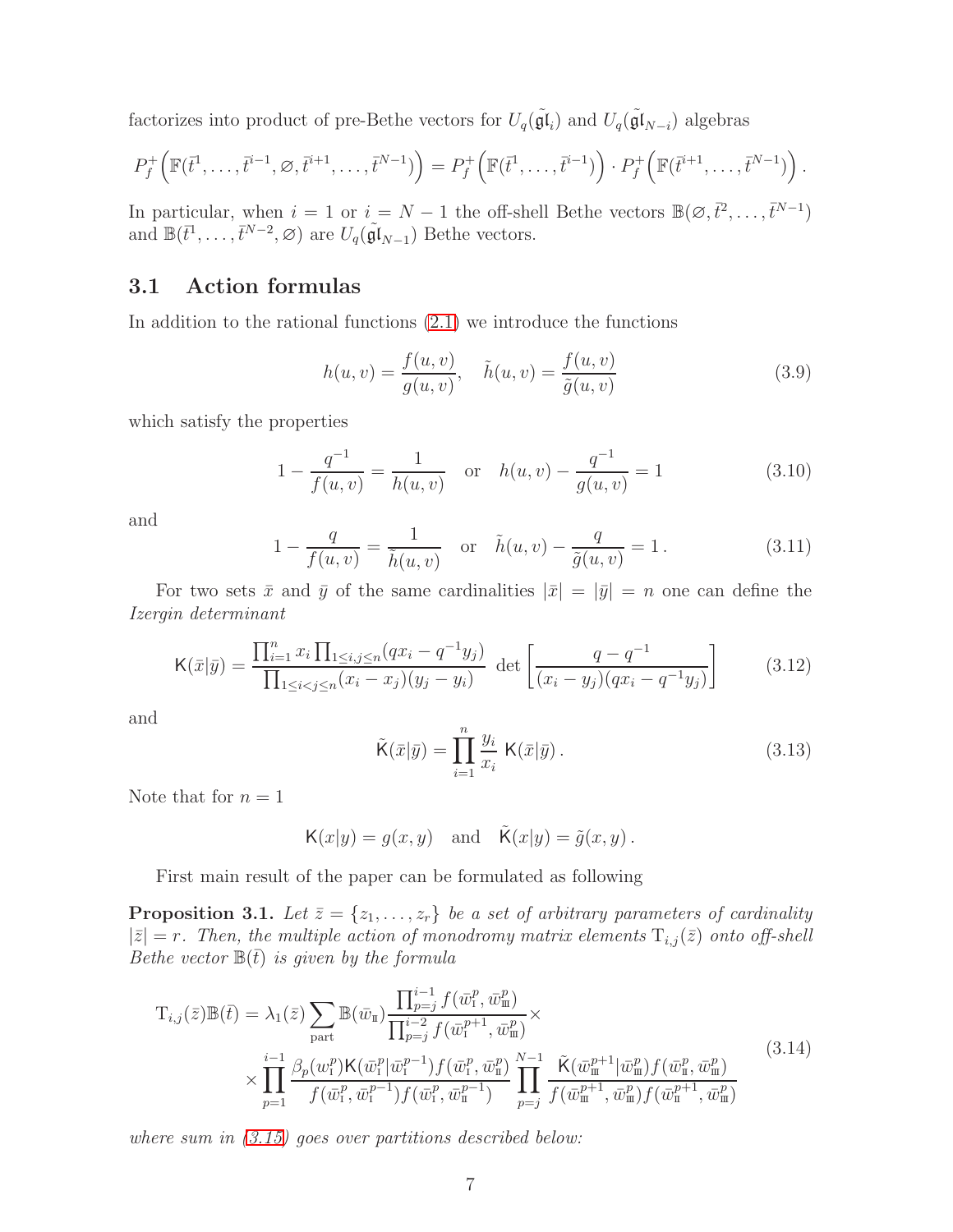factorizes into product of pre-Bethe vectors for $U_q(\tilde{\mathfrak{gl}}_i)$ and $U_q(\tilde{\mathfrak{gl}}_{N-i})$ algebras

$$P_f^+\left(\mathbb{F}(\bar t^1,\ldots,\bar t^{i-1},\varnothing,\bar t^{i+1},\ldots,\bar t^{N-1})\right) = P_f^+\left(\mathbb{F}(\bar t^1,\ldots,\bar t^{i-1})\right)\cdot P_f^+\left(\mathbb{F}(\bar t^{i+1},\ldots,\bar t^{N-1})\right).$$

In particular, when $i=1$ or $i=N-1$ the off-shell Bethe vectors $\mathbb{B}(\varnothing,\bar t^2,\ldots,\bar t^{N-1})$ and $\mathbb{B}(\bar t^1,\ldots,\bar t^{N-2},\varnothing)$ are $U_q(\tilde{\mathfrak{gl}}_{N-1})$ Bethe vectors.

## 3.1 Action formulas

In addition to the rational functions (2.1) we introduce the functions

$$h(u,v)=\frac{f(u,v)}{g(u,v)},\quad \tilde h(u,v)=\frac{f(u,v)}{\tilde g(u,v)} \tag{3.9}$$

which satisfy the properties

$$1-\frac{q^{-1}}{f(u,v)}=\frac{1}{h(u,v)}\quad\text{or}\quad h(u,v)-\frac{q^{-1}}{g(u,v)}=1 \tag{3.10}$$

and

$$1-\frac{q}{f(u,v)}=\frac{1}{\tilde h(u,v)}\quad\text{or}\quad \tilde h(u,v)-\frac{q}{\tilde g(u,v)}=1\,. \tag{3.11}$$

For two sets $\bar x$ and $\bar y$ of the same cardinalities $|\bar x|=|\bar y|=n$ one can define the *Izergin determinant*

$$\mathsf{K}(\bar x|\bar y)=\frac{\prod_{i=1}^n x_i\prod_{1\le i,j\le n}(qx_i-q^{-1}y_j)}{\prod_{1\le i<j\le n}(x_i-x_j)(y_j-y_i)}\ \det\left[\frac{q-q^{-1}}{(x_i-y_j)(qx_i-q^{-1}y_j)}\right] \tag{3.12}$$

and

$$\tilde{\mathsf{K}}(\bar x|\bar y)=\prod_{i=1}^n\frac{y_i}{x_i}\ \mathsf{K}(\bar x|\bar y)\,. \tag{3.13}$$

Note that for $n=1$

$$\mathsf{K}(x|y)=g(x,y)\quad\text{and}\quad \tilde{\mathsf{K}}(x|y)=\tilde g(x,y)\,.$$

First main result of the paper can be formulated as following

**Proposition 3.1.** *Let $\bar z=\{z_1,\ldots,z_r\}$ be a set of arbitrary parameters of cardinality $|\bar z|=r$. Then, the multiple action of monodromy matrix elements $\mathrm{T}_{i,j}(\bar z)$ onto off-shell Bethe vector $\mathbb{B}(\bar t)$ is given by the formula*

$$\begin{aligned}\mathrm{T}_{i,j}(\bar z)\mathbb{B}(\bar t)=\lambda_1(\bar z)\sum_{\rm part}\mathbb{B}(\bar w_{\rm II})\frac{\prod_{p=j}^{i-1}f(\bar w^p_{\rm I},\bar w^p_{\rm III})}{\prod_{p=j}^{i-2}f(\bar w^{p+1}_{\rm I},\bar w^p_{\rm III})}\times\\ \times\prod_{p=1}^{i-1}\frac{\beta_p(w^p_{\rm I})\mathsf{K}(\bar w^p_{\rm I}|\bar w^{p-1}_{\rm I})f(\bar w^p_{\rm I},\bar w^p_{\rm II})}{f(\bar w^p_{\rm I},\bar w^{p-1}_{\rm I})f(\bar w^p_{\rm I},\bar w^{p-1}_{\rm II})}\prod_{p=j}^{N-1}\frac{\tilde{\mathsf{K}}(\bar w^{p+1}_{\rm III}|\bar w^p_{\rm III})f(\bar w^p_{\rm II},\bar w^p_{\rm III})}{f(\bar w^{p+1}_{\rm III},\bar w^p_{\rm III})f(\bar w^{p+1}_{\rm II},\bar w^p_{\rm III})}\end{aligned} \tag{3.14}$$

*where sum in (3.15) goes over partitions described below:*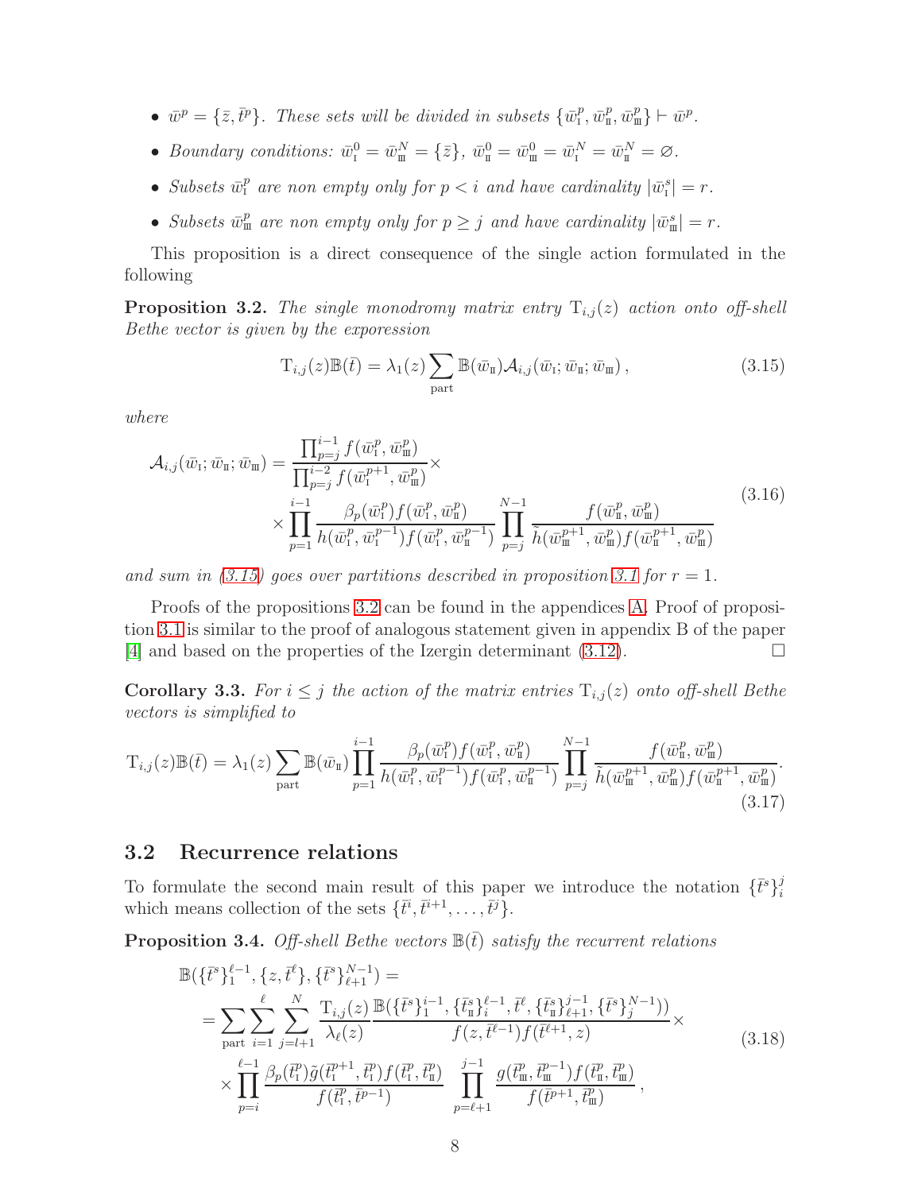- $\bar w^p = \{\bar z, \bar t^p\}$. *These sets will be divided in subsets* $\{\bar w^p_{\rm I}, \bar w^p_{\rm II}, \bar w^p_{\rm III}\} \vdash \bar w^p$.
- *Boundary conditions:* $\bar w^0_{\rm I} = \bar w^N_{\rm III} = \{\bar z\}$, $\bar w^0_{\rm II} = \bar w^0_{\rm III} = \bar w^N_{\rm I} = \bar w^N_{\rm II} = \varnothing$.
- *Subsets* $\bar w^p_{\rm I}$ *are non empty only for* $p < i$ *and have cardinality* $|\bar w^s_{\rm I}| = r$.
- *Subsets* $\bar w^p_{\rm III}$ *are non empty only for* $p \geq j$ *and have cardinality* $|\bar w^s_{\rm III}| = r$.

This proposition is a direct consequence of the single action formulated in the following

**Proposition 3.2.** *The single monodromy matrix entry* $\mathrm{T}_{i,j}(z)$ *action onto off-shell Bethe vector is given by the exporession*

$$\mathrm{T}_{i,j}(z)\mathbb{B}(\bar t) = \lambda_1(z)\sum_{\rm part} \mathbb{B}(\bar w_{\rm II})\mathcal{A}_{i,j}(\bar w_{\rm I}; \bar w_{\rm II}; \bar w_{\rm III})\,, \tag{3.15}$$

*where*

$$\begin{aligned}\mathcal{A}_{i,j}(\bar w_{\rm I}; \bar w_{\rm II}; \bar w_{\rm III}) = \frac{\prod_{p=j}^{i-1} f(\bar w^p_{\rm I}, \bar w^p_{\rm III})}{\prod_{p=j}^{i-2} f(\bar w^{p+1}_{\rm I}, \bar w^p_{\rm III})}\times \\ \times \prod_{p=1}^{i-1} \frac{\beta_p(\bar w^p_{\rm I}) f(\bar w^p_{\rm I}, \bar w^p_{\rm II})}{h(\bar w^p_{\rm I}, \bar w^{p-1}_{\rm I}) f(\bar w^p_{\rm I}, \bar w^{p-1}_{\rm II})} \prod_{p=j}^{N-1} \frac{f(\bar w^p_{\rm II}, \bar w^p_{\rm III})}{\tilde h(\bar w^{p+1}_{\rm III}, \bar w^p_{\rm III}) f(\bar w^{p+1}_{\rm II}, \bar w^p_{\rm III})}\end{aligned} \tag{3.16}$$

*and sum in (3.15) goes over partitions described in proposition 3.1 for* $r = 1$.

Proofs of the propositions 3.2 can be found in the appendices A. Proof of proposition 3.1 is similar to the proof of analogous statement given in appendix B of the paper [4] and based on the properties of the Izergin determinant (3.12). □

**Corollary 3.3.** *For* $i \leq j$ *the action of the matrix entries* $\mathrm{T}_{i,j}(z)$ *onto off-shell Bethe vectors is simplified to*

$$\mathrm{T}_{i,j}(z)\mathbb{B}(\bar t) = \lambda_1(z)\sum_{\rm part} \mathbb{B}(\bar w_{\rm II}) \prod_{p=1}^{i-1} \frac{\beta_p(\bar w^p_{\rm I}) f(\bar w^p_{\rm I}, \bar w^p_{\rm II})}{h(\bar w^p_{\rm I}, \bar w^{p-1}_{\rm I}) f(\bar w^p_{\rm I}, \bar w^{p-1}_{\rm II})} \prod_{p=j}^{N-1} \frac{f(\bar w^p_{\rm II}, \bar w^p_{\rm III})}{\tilde h(\bar w^{p+1}_{\rm III}, \bar w^p_{\rm III}) f(\bar w^{p+1}_{\rm II}, \bar w^p_{\rm III})}. \tag{3.17}$$

## 3.2 Recurrence relations

To formulate the second main result of this paper we introduce the notation $\{\bar t^s\}_i^j$ which means collection of the sets $\{\bar t^i, \bar t^{i+1}, \dots, \bar t^j\}$.

**Proposition 3.4.** *Off-shell Bethe vectors* $\mathbb{B}(\bar t)$ *satisfy the recurrent relations*

$$\begin{aligned}&\mathbb{B}(\{\bar t^s\}_1^{\ell-1}, \{z, \bar t^\ell\}, \{\bar t^s\}_{\ell+1}^{N-1}) = \\ &= \sum_{\rm part}\sum_{i=1}^{\ell}\sum_{j=l+1}^{N} \frac{\mathrm{T}_{i,j}(z)}{\lambda_\ell(z)} \frac{\mathbb{B}(\{\bar t^s\}_1^{i-1}, \{\bar t^s_{\rm II}\}_i^{\ell-1}, \bar t^\ell, \{\bar t^s_{\rm II}\}_{\ell+1}^{j-1}, \{\bar t^s\}_j^{N-1}))}{f(z, \bar t^{\ell-1}) f(\bar t^{\ell+1}, z)}\times \\ &\times \prod_{p=i}^{\ell-1} \frac{\beta_p(\bar t^p_{\rm I})\tilde g(\bar t^{p+1}_{\rm I}, \bar t^p_{\rm I}) f(\bar t^p_{\rm I}, \bar t^p_{\rm II})}{f(\bar t^p_{\rm I}, \bar t^{p-1})} \prod_{p=\ell+1}^{j-1} \frac{g(\bar t^p_{\rm III}, \bar t^{p-1}_{\rm III}) f(\bar t^p_{\rm II}, \bar t^p_{\rm III})}{f(\bar t^{p+1}, \bar t^p_{\rm III})}\,,\end{aligned} \tag{3.18}$$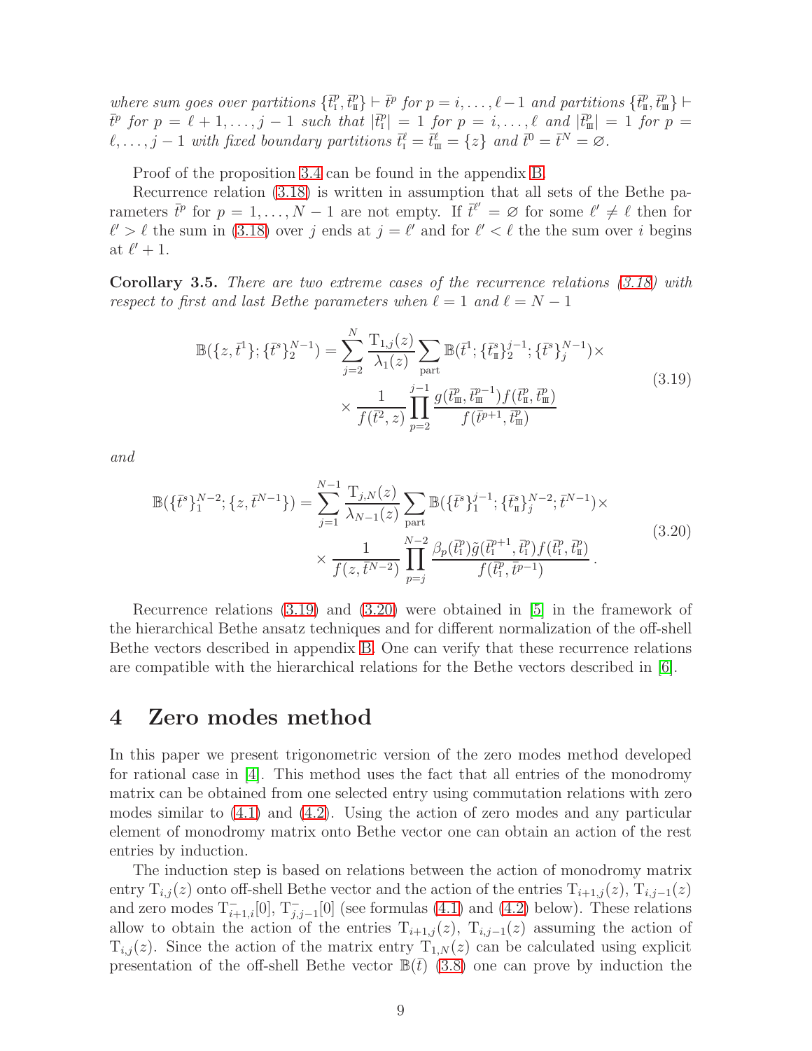*where sum goes over partitions* $\{\bar t^p_{\rm I},\bar t^p_{\rm II}\}\vdash\bar t^p$ *for* $p=i,\dots,\ell-1$ *and partitions* $\{\bar t^p_{\rm II},\bar t^p_{\rm III}\}\vdash\bar t^p$ *for* $p=\ell+1,\dots,j-1$ *such that* $|\bar t^p_{\rm I}|=1$ *for* $p=i,\dots,\ell$ *and* $|\bar t^p_{\rm III}|=1$ *for* $p=\ell,\dots,j-1$ *with fixed boundary partitions* $\bar t^\ell_{\rm I}=\bar t^\ell_{\rm III}=\{z\}$ *and* $\bar t^0=\bar t^N=\varnothing$.

Proof of the proposition 3.4 can be found in the appendix B.

Recurrence relation (3.18) is written in assumption that all sets of the Bethe parameters $\bar t^p$ for $p=1,\dots,N-1$ are not empty. If $\bar t^{\ell'}=\varnothing$ for some $\ell'\neq\ell$ then for $\ell'>\ell$ the sum in (3.18) over $j$ ends at $j=\ell'$ and for $\ell'<\ell$ the the sum over $i$ begins at $\ell'+1$.

**Corollary 3.5.** *There are two extreme cases of the recurrence relations (3.18) with respect to first and last Bethe parameters when* $\ell=1$ *and* $\ell=N-1$

$$
\begin{aligned}
\mathbb{B}(\{z,\bar t^1\};\{\bar t^s\}_2^{N-1})=\sum_{j=2}^{N}\frac{{\rm T}_{1,j}(z)}{\lambda_1(z)}\sum_{\rm part}\mathbb{B}(\bar t^1;\{\bar t^s_{\rm II}\}_2^{j-1};\{\bar t^s\}_j^{N-1})\times\\
\times\frac{1}{f(\bar t^2,z)}\prod_{p=2}^{j-1}\frac{g(\bar t^p_{\rm III},\bar t^{p-1}_{\rm III})f(\bar t^p_{\rm II},\bar t^p_{\rm III})}{f(\bar t^{p+1},\bar t^p_{\rm III})}
\end{aligned}
\tag{3.19}
$$

*and*

$$
\begin{aligned}
\mathbb{B}(\{\bar t^s\}_1^{N-2};\{z,\bar t^{N-1}\})=\sum_{j=1}^{N-1}\frac{{\rm T}_{j,N}(z)}{\lambda_{N-1}(z)}\sum_{\rm part}\mathbb{B}(\{\bar t^s\}_1^{j-1};\{\bar t^s_{\rm II}\}_j^{N-2};\bar t^{N-1})\times\\
\times\frac{1}{f(z,\bar t^{N-2})}\prod_{p=j}^{N-2}\frac{\beta_p(\bar t^p_{\rm I})\tilde g(\bar t^{p+1}_{\rm I},\bar t^p_{\rm I})f(\bar t^p_{\rm I},\bar t^p_{\rm II})}{f(\bar t^p_{\rm I},\bar t^{p-1})}\,.
\end{aligned}
\tag{3.20}
$$

Recurrence relations (3.19) and (3.20) were obtained in [5] in the framework of the hierarchical Bethe ansatz techniques and for different normalization of the off-shell Bethe vectors described in appendix B. One can verify that these recurrence relations are compatible with the hierarchical relations for the Bethe vectors described in [6].

# 4 Zero modes method

In this paper we present trigonometric version of the zero modes method developed for rational case in [4]. This method uses the fact that all entries of the monodromy matrix can be obtained from one selected entry using commutation relations with zero modes similar to (4.1) and (4.2). Using the action of zero modes and any particular element of monodromy matrix onto Bethe vector one can obtain an action of the rest entries by induction.

The induction step is based on relations between the action of monodromy matrix entry ${\rm T}_{i,j}(z)$ onto off-shell Bethe vector and the action of the entries ${\rm T}_{i+1,j}(z)$, ${\rm T}_{i,j-1}(z)$ and zero modes ${\rm T}^-_{i+1,i}[0]$, ${\rm T}^-_{j,j-1}[0]$ (see formulas (4.1) and (4.2) below). These relations allow to obtain the action of the entries ${\rm T}_{i+1,j}(z)$, ${\rm T}_{i,j-1}(z)$ assuming the action of ${\rm T}_{i,j}(z)$. Since the action of the matrix entry ${\rm T}_{1,N}(z)$ can be calculated using explicit presentation of the off-shell Bethe vector $\mathbb{B}(\bar t)$ (3.8) one can prove by induction the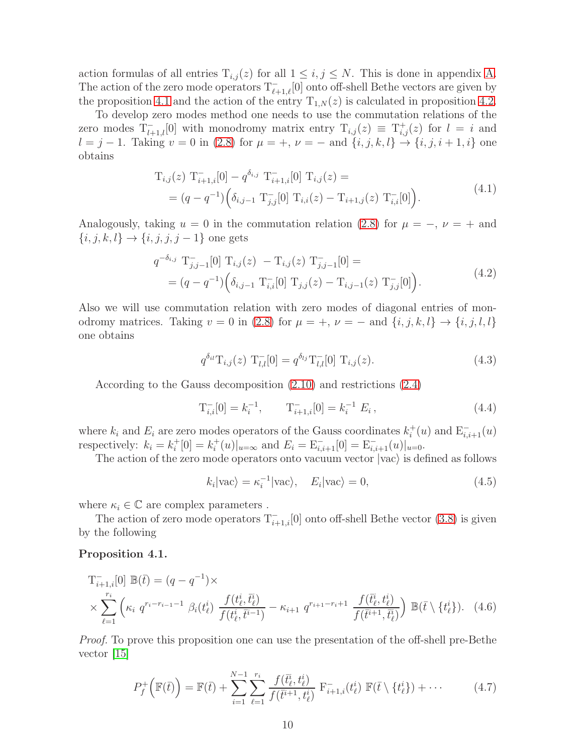action formulas of all entries $\mathrm{T}_{i,j}(z)$ for all $1 \le i, j \le N$. This is done in appendix A. The action of the zero mode operators $\mathrm{T}^-_{\ell+1,\ell}[0]$ onto off-shell Bethe vectors are given by the proposition 4.1 and the action of the entry $\mathrm{T}_{1,N}(z)$ is calculated in proposition 4.2.

To develop zero modes method one needs to use the commutation relations of the zero modes $\mathrm{T}^-_{l+1,l}[0]$ with monodromy matrix entry $\mathrm{T}_{i,j}(z) \equiv \mathrm{T}^+_{i,j}(z)$ for $l = i$ and $l = j-1$. Taking $v = 0$ in (2.8) for $\mu = +$, $\nu = -$ and $\{i, j, k, l\} \to \{i, j, i+1, i\}$ one obtains

$$
\begin{aligned}
&\mathrm{T}_{i,j}(z)\ \mathrm{T}^-_{i+1,i}[0] - q^{\delta_{i,j}}\ \mathrm{T}^-_{i+1,i}[0]\ \mathrm{T}_{i,j}(z) = \\
&\quad = (q - q^{-1})\Big(\delta_{i,j-1}\ \mathrm{T}^-_{j,j}[0]\ \mathrm{T}_{i,i}(z) - \mathrm{T}_{i+1,j}(z)\ \mathrm{T}^-_{i,i}[0]\Big).
\end{aligned}
\tag{4.1}
$$

Analogously, taking $u = 0$ in the commutation relation (2.8) for $\mu = -$, $\nu = +$ and $\{i, j, k, l\} \to \{i, j, j, j-1\}$ one gets

$$
\begin{aligned}
&q^{-\delta_{i,j}}\ \mathrm{T}^-_{j,j-1}[0]\ \mathrm{T}_{i,j}(z)\ - \mathrm{T}_{i,j}(z)\ \mathrm{T}^-_{j,j-1}[0] = \\
&\quad = (q - q^{-1})\Big(\delta_{i,j-1}\ \mathrm{T}^-_{i,i}[0]\ \mathrm{T}_{j,j}(z) - \mathrm{T}_{i,j-1}(z)\ \mathrm{T}^-_{j,j}[0]\Big).
\end{aligned}
\tag{4.2}
$$

Also we will use commutation relation with zero modes of diagonal entries of monodromy matrices. Taking $v = 0$ in (2.8) for $\mu = +$, $\nu = -$ and $\{i, j, k, l\} \to \{i, j, l, l\}$ one obtains

$$
q^{\delta_{il}}\mathrm{T}_{i,j}(z)\ \mathrm{T}^-_{l,l}[0] = q^{\delta_{lj}}\mathrm{T}^-_{l,l}[0]\ \mathrm{T}_{i,j}(z).
\tag{4.3}
$$

According to the Gauss decomposition (2.10) and restrictions (2.4)

$$
\mathrm{T}^-_{i,i}[0] = k_i^{-1}, \qquad \mathrm{T}^-_{i+1,i}[0] = k_i^{-1}\ E_i\,,
\tag{4.4}
$$

where $k_i$ and $E_i$ are zero modes operators of the Gauss coordinates $k^+_i(u)$ and $\mathrm{E}^-_{i,i+1}(u)$ respectively: $k_i = k^+_i[0] = k^+_i(u)|_{u=\infty}$ and $E_i = \mathrm{E}^-_{i,i+1}[0] = \mathrm{E}^-_{i,i+1}(u)|_{u=0}$.

The action of the zero mode operators onto vacuum vector $|\mathrm{vac}\rangle$ is defined as follows

$$
k_i|\mathrm{vac}\rangle = \kappa_i^{-1}|\mathrm{vac}\rangle, \quad E_i|\mathrm{vac}\rangle = 0,
\tag{4.5}
$$

where $\kappa_i \in \mathbb{C}$ are complex parameters .

The action of zero mode operators $\mathrm{T}^-_{i+1,i}[0]$ onto off-shell Bethe vector (3.8) is given by the following

**Proposition 4.1.**

$$
\begin{aligned}
&\mathrm{T}^-_{i+1,i}[0]\ \mathbb{B}(\bar t) = (q - q^{-1})\times \\
&\times \sum_{\ell=1}^{r_i} \Big( \kappa_i\ q^{r_i - r_{i-1} - 1}\ \beta_i(t^i_\ell)\ \frac{f(t^i_\ell, \bar t^i_\ell)}{f(t^i_\ell, \bar t^{i-1})} - \kappa_{i+1}\ q^{r_{i+1} - r_i + 1}\ \frac{f(\bar t^i_\ell, t^i_\ell)}{f(\bar t^{i+1}, \bar t^i_\ell)} \Big)\ \mathbb{B}(\bar t \setminus \{t^i_\ell\}).
\end{aligned}
\tag{4.6}
$$

*Proof.* To prove this proposition one can use the presentation of the off-shell pre-Bethe vector [15]

$$
P^+_f\Big(\mathbb{F}(\bar t)\Big) = \mathbb{F}(\bar t) + \sum_{i=1}^{N-1}\sum_{\ell=1}^{r_i} \frac{f(\bar t^i_\ell, t^i_\ell)}{f(\bar t^{i+1}, t^i_\ell)}\ \mathrm{F}^-_{i+1,i}(t^i_\ell)\ \mathbb{F}(\bar t \setminus \{t^i_\ell\}) + \cdots
\tag{4.7}
$$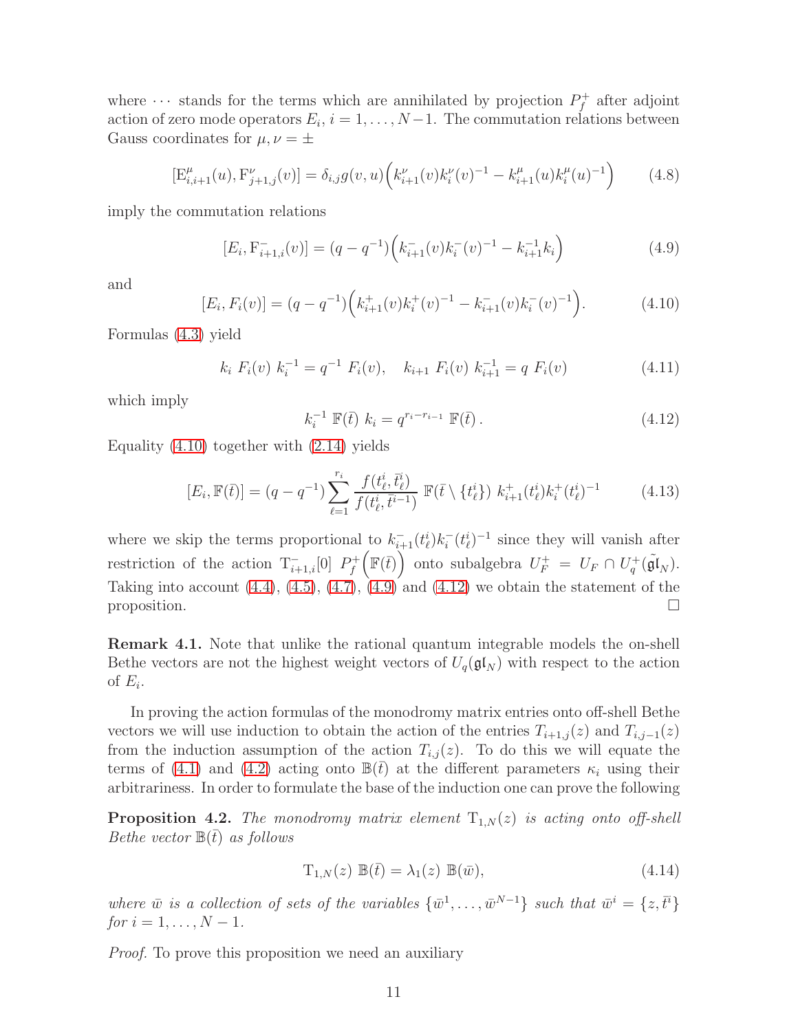where $\cdots$ stands for the terms which are annihilated by projection $P_f^+$ after adjoint action of zero mode operators $E_i$, $i=1,\ldots,N-1$. The commutation relations between Gauss coordinates for $\mu,\nu=\pm$

$$[\mathrm{E}^{\mu}_{i,i+1}(u),\mathrm{F}^{\nu}_{j+1,j}(v)]=\delta_{i,j}g(v,u)\Big(k^{\nu}_{i+1}(v)k^{\nu}_{i}(v)^{-1}-k^{\mu}_{i+1}(u)k^{\mu}_{i}(u)^{-1}\Big) \tag{4.8}$$

imply the commutation relations

$$[E_i,\mathrm{F}^{-}_{i+1,i}(v)]=(q-q^{-1})\Big(k^{-}_{i+1}(v)k^{-}_{i}(v)^{-1}-k^{-1}_{i+1}k_i\Big) \tag{4.9}$$

and

$$[E_i,F_i(v)]=(q-q^{-1})\Big(k^{+}_{i+1}(v)k^{+}_{i}(v)^{-1}-k^{-}_{i+1}(v)k^{-}_{i}(v)^{-1}\Big). \tag{4.10}$$

Formulas (4.3) yield

$$k_i\ F_i(v)\ k_i^{-1}=q^{-1}\ F_i(v),\quad k_{i+1}\ F_i(v)\ k_{i+1}^{-1}=q\ F_i(v) \tag{4.11}$$

which imply

$$k_i^{-1}\ \mathbb{F}(\bar t)\ k_i=q^{r_i-r_{i-1}}\ \mathbb{F}(\bar t)\,. \tag{4.12}$$

Equality (4.10) together with (2.14) yields

$$[E_i,\mathbb{F}(\bar t)]=(q-q^{-1})\sum_{\ell=1}^{r_i}\frac{f(t^i_\ell,\bar t^i_\ell)}{f(t^i_\ell,\bar t^{i-1})}\ \mathbb{F}(\bar t\setminus\{t^i_\ell\})\ k^{+}_{i+1}(t^i_\ell)k^{+}_{i}(t^i_\ell)^{-1} \tag{4.13}$$

where we skip the terms proportional to $k^{-}_{i+1}(t^i_\ell)k^{-}_{i}(t^i_\ell)^{-1}$ since they will vanish after restriction of the action $\mathrm{T}^{-}_{i+1,i}[0]\ P_f^+\Big(\mathbb{F}(\bar t)\Big)$ onto subalgebra $U_F^+=U_F\cap U_q^+(\tilde{\mathfrak{gl}}_N)$. Taking into account (4.4), (4.5), (4.7), (4.9) and (4.12) we obtain the statement of the proposition. $\square$

**Remark 4.1.** Note that unlike the rational quantum integrable models the on-shell Bethe vectors are not the highest weight vectors of $U_q(\mathfrak{gl}_N)$ with respect to the action of $E_i$.

In proving the action formulas of the monodromy matrix entries onto off-shell Bethe vectors we will use induction to obtain the action of the entries $T_{i+1,j}(z)$ and $T_{i,j-1}(z)$ from the induction assumption of the action $T_{i,j}(z)$. To do this we will equate the terms of (4.1) and (4.2) acting onto $\mathbb{B}(\bar t)$ at the different parameters $\kappa_i$ using their arbitrariness. In order to formulate the base of the induction one can prove the following

**Proposition 4.2.** *The monodromy matrix element $\mathrm{T}_{1,N}(z)$ is acting onto off-shell Bethe vector $\mathbb{B}(\bar t)$ as follows*

$$\mathrm{T}_{1,N}(z)\ \mathbb{B}(\bar t)=\lambda_1(z)\ \mathbb{B}(\bar w), \tag{4.14}$$

*where $\bar w$ is a collection of sets of the variables $\{\bar w^1,\ldots,\bar w^{N-1}\}$ such that $\bar w^i=\{z,\bar t^i\}$ for $i=1,\ldots,N-1$.*

*Proof.* To prove this proposition we need an auxiliary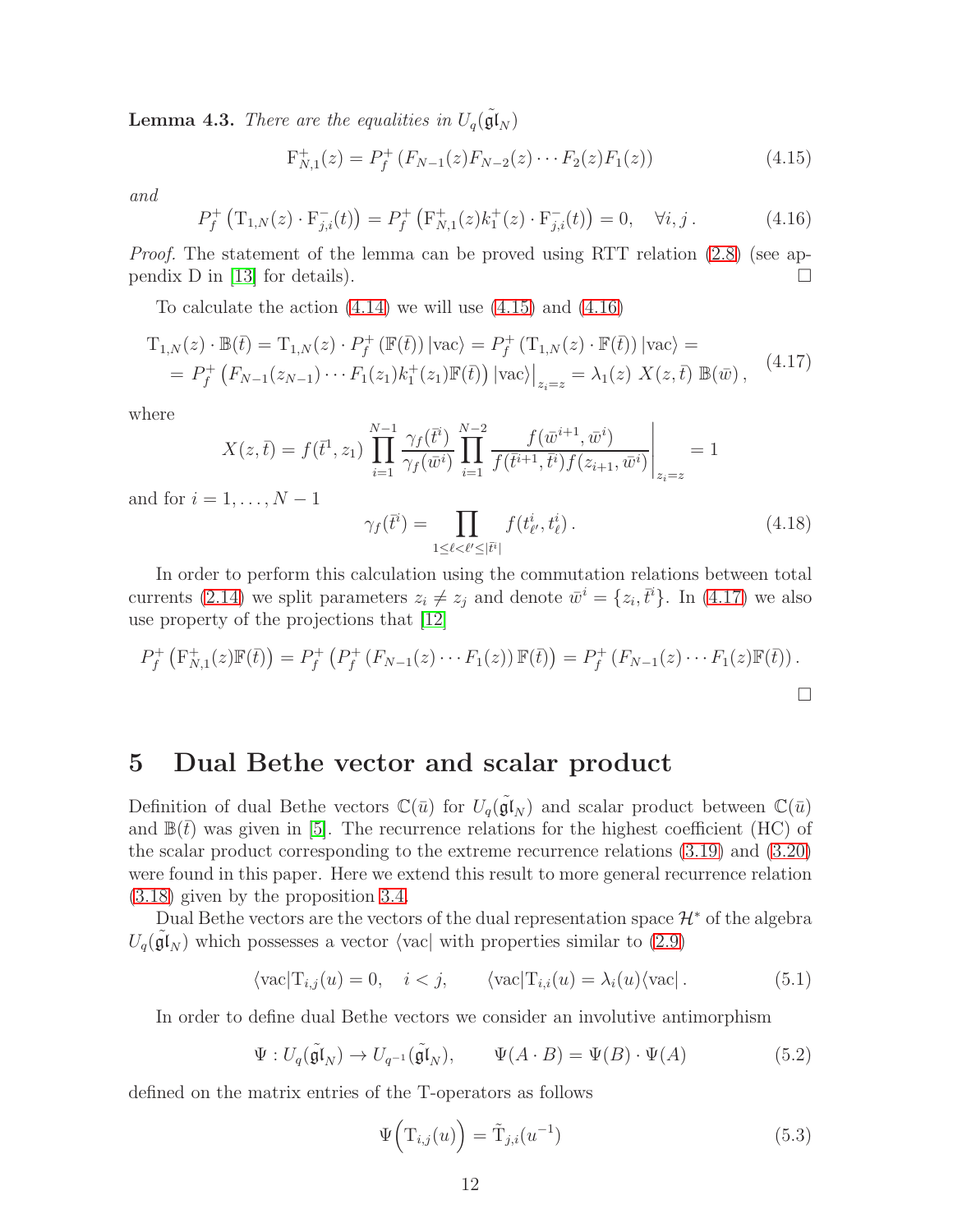**Lemma 4.3.** *There are the equalities in* $U_q(\tilde{\mathfrak{gl}}_N)$

$$
\mathrm{F}^+_{N,1}(z) = P^+_f\left(F_{N-1}(z)F_{N-2}(z)\cdots F_2(z)F_1(z)\right) \tag{4.15}
$$

*and*

$$
P^+_f\left(\mathrm{T}_{1,N}(z)\cdot \mathrm{F}^-_{j,i}(t)\right) = P^+_f\left(\mathrm{F}^+_{N,1}(z)k^+_1(z)\cdot \mathrm{F}^-_{j,i}(t)\right) = 0, \quad \forall i,j\,. \tag{4.16}
$$

*Proof.* The statement of the lemma can be proved using RTT relation (2.8) (see appendix D in [13] for details). □

To calculate the action (4.14) we will use (4.15) and (4.16)

$$
\begin{aligned}
\mathrm{T}_{1,N}(z)\cdot \mathbb{B}(\bar t) &= \mathrm{T}_{1,N}(z)\cdot P^+_f\left(\mathbb{F}(\bar t)\right)|\mathrm{vac}\rangle = P^+_f\left(\mathrm{T}_{1,N}(z)\cdot \mathbb{F}(\bar t)\right)|\mathrm{vac}\rangle = \\
&= P^+_f\left(F_{N-1}(z_{N-1})\cdots F_1(z_1)k^+_1(z_1)\mathbb{F}(\bar t)\right)|\mathrm{vac}\rangle\Big|_{z_i=z} = \lambda_1(z)\ X(z,\bar t)\ \mathbb{B}(\bar w)\,,
\end{aligned} \tag{4.17}
$$

where

$$
X(z,\bar t) = f(\bar t^1, z_1)\prod_{i=1}^{N-1}\frac{\gamma_f(\bar t^i)}{\gamma_f(\bar w^i)}\prod_{i=1}^{N-2}\frac{f(\bar w^{i+1},\bar w^i)}{f(\bar t^{i+1},\bar t^i)f(z_{i+1},\bar w^i)}\Bigg|_{z_i=z} = 1
$$

and for $i=1,\ldots,N-1$

$$
\gamma_f(\bar t^i) = \prod_{1\le \ell<\ell'\le|\bar t^i|} f(t^i_{\ell'},t^i_\ell)\,. \tag{4.18}
$$

In order to perform this calculation using the commutation relations between total currents (2.14) we split parameters $z_i\neq z_j$ and denote $\bar w^i=\{z_i,\bar t^i\}$. In (4.17) we also use property of the projections that [12]

$$
P^+_f\left(\mathrm{F}^+_{N,1}(z)\mathbb{F}(\bar t)\right) = P^+_f\left(P^+_f\left(F_{N-1}(z)\cdots F_1(z)\right)\mathbb{F}(\bar t)\right) = P^+_f\left(F_{N-1}(z)\cdots F_1(z)\mathbb{F}(\bar t)\right).
$$

□

# 5 Dual Bethe vector and scalar product

Definition of dual Bethe vectors $\mathbb{C}(\bar u)$ for $U_q(\tilde{\mathfrak{gl}}_N)$ and scalar product between $\mathbb{C}(\bar u)$ and $\mathbb{B}(\bar t)$ was given in [5]. The recurrence relations for the highest coefficient (HC) of the scalar product corresponding to the extreme recurrence relations (3.19) and (3.20) were found in this paper. Here we extend this result to more general recurrence relation (3.18) given by the proposition 3.4.

Dual Bethe vectors are the vectors of the dual representation space $\mathcal{H}^*$ of the algebra $U_q(\tilde{\mathfrak{gl}}_N)$ which possesses a vector $\langle\mathrm{vac}|$ with properties similar to (2.9)

$$
\langle\mathrm{vac}|\mathrm{T}_{i,j}(u) = 0,\quad i<j,\qquad \langle\mathrm{vac}|\mathrm{T}_{i,i}(u) = \lambda_i(u)\langle\mathrm{vac}|\,. \tag{5.1}
$$

In order to define dual Bethe vectors we consider an involutive antimorphism

$$
\Psi: U_q(\tilde{\mathfrak{gl}}_N)\to U_{q^{-1}}(\tilde{\mathfrak{gl}}_N),\qquad \Psi(A\cdot B) = \Psi(B)\cdot\Psi(A) \tag{5.2}
$$

defined on the matrix entries of the T-operators as follows

$$
\Psi\Big(\mathrm{T}_{i,j}(u)\Big) = \tilde{\mathrm{T}}_{j,i}(u^{-1}) \tag{5.3}
$$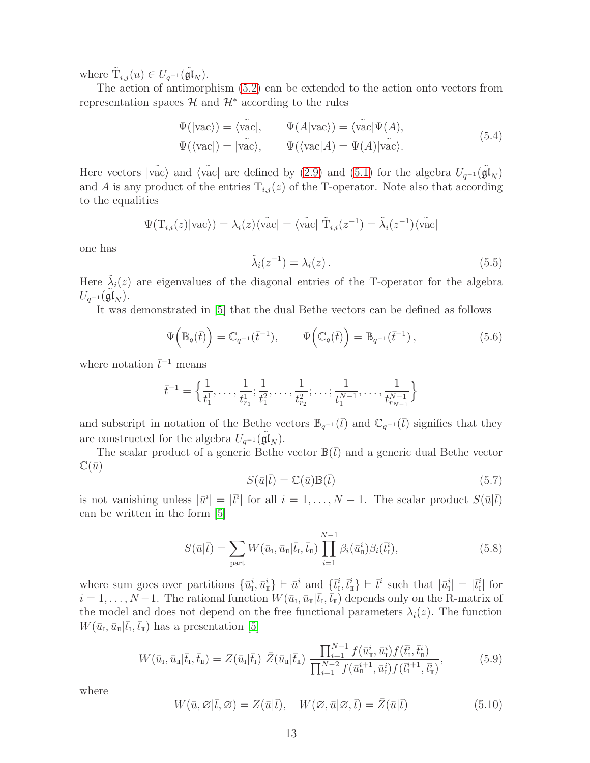where $\tilde{\mathrm{T}}_{i,j}(u) \in U_{q^{-1}}(\tilde{\mathfrak{gl}}_N)$.

The action of antimorphism (5.2) can be extended to the action onto vectors from representation spaces $\mathcal{H}$ and $\mathcal{H}^*$ according to the rules

$$
\begin{aligned}
\Psi(|\mathrm{vac}\rangle) &= \langle\tilde{\mathrm{vac}}|, \qquad \Psi(A|\mathrm{vac}\rangle) = \langle\tilde{\mathrm{vac}}|\Psi(A), \\
\Psi(\langle\mathrm{vac}|) &= |\tilde{\mathrm{vac}}\rangle, \qquad \Psi(\langle\mathrm{vac}|A) = \Psi(A)|\tilde{\mathrm{vac}}\rangle.
\end{aligned}
\tag{5.4}
$$

Here vectors $|\tilde{\mathrm{vac}}\rangle$ and $\langle\tilde{\mathrm{vac}}|$ are defined by (2.9) and (5.1) for the algebra $U_{q^{-1}}(\tilde{\mathfrak{gl}}_N)$ and $A$ is any product of the entries $\mathrm{T}_{i,j}(z)$ of the T-operator. Note also that according to the equalities

$$
\Psi(\mathrm{T}_{i,i}(z)|\mathrm{vac}\rangle) = \lambda_i(z)\langle\tilde{\mathrm{vac}}| = \langle\tilde{\mathrm{vac}}|\ \tilde{\mathrm{T}}_{i,i}(z^{-1}) = \tilde{\lambda}_i(z^{-1})\langle\tilde{\mathrm{vac}}|
$$

one has

$$
\tilde{\lambda}_i(z^{-1}) = \lambda_i(z)\,. \tag{5.5}
$$

Here $\tilde{\lambda}_i(z)$ are eigenvalues of the diagonal entries of the T-operator for the algebra $U_{q^{-1}}(\tilde{\mathfrak{gl}}_N)$.

It was demonstrated in [5] that the dual Bethe vectors can be defined as follows

$$
\Psi\Big(\mathbb{B}_q(\bar{t})\Big) = \mathbb{C}_{q^{-1}}(\bar{t}^{-1}), \qquad \Psi\Big(\mathbb{C}_q(\bar{t})\Big) = \mathbb{B}_{q^{-1}}(\bar{t}^{-1})\,, \tag{5.6}
$$

where notation $\bar{t}^{-1}$ means

$$
\bar{t}^{-1} = \Big\{\frac{1}{t^1_1}, \ldots, \frac{1}{t^1_{r_1}}; \frac{1}{t^2_1}, \ldots, \frac{1}{t^2_{r_2}}; \ldots; \frac{1}{t^{N-1}_1}, \ldots, \frac{1}{t^{N-1}_{r_{N-1}}}\Big\}
$$

and subscript in notation of the Bethe vectors $\mathbb{B}_{q^{-1}}(\bar{t})$ and $\mathbb{C}_{q^{-1}}(\bar{t})$ signifies that they are constructed for the algebra $U_{q^{-1}}(\tilde{\mathfrak{gl}}_N)$.

The scalar product of a generic Bethe vector $\mathbb{B}(\bar{t})$ and a generic dual Bethe vector $\mathbb{C}(\bar{u})$

$$
S(\bar{u}|\bar{t}) = \mathbb{C}(\bar{u})\mathbb{B}(\bar{t}) \tag{5.7}
$$

is not vanishing unless $|\bar{u}^i| = |\bar{t}^i|$ for all $i = 1, \ldots, N-1$. The scalar product $S(\bar{u}|\bar{t})$ can be written in the form [5]

$$
S(\bar{u}|\bar{t}) = \sum_{\text{part}} W(\bar{u}_{\rm I}, \bar{u}_{\rm II}|\bar{t}_{\rm I}, \bar{t}_{\rm II}) \prod_{i=1}^{N-1} \beta_i(\bar{u}^i_{\rm II})\beta_i(\bar{t}^i_{\rm I}), \tag{5.8}
$$

where sum goes over partitions $\{\bar{u}^i_{\rm I}, \bar{u}^i_{\rm II}\} \vdash \bar{u}^i$ and $\{\bar{t}^i_{\rm I}, \bar{t}^i_{\rm II}\} \vdash \bar{t}^i$ such that $|\bar{u}^i_{\rm I}| = |\bar{t}^i_{\rm I}|$ for $i = 1, \ldots, N-1$. The rational function $W(\bar{u}_{\rm I}, \bar{u}_{\rm II}|\bar{t}_{\rm I}, \bar{t}_{\rm II})$ depends only on the R-matrix of the model and does not depend on the free functional parameters $\lambda_i(z)$. The function $W(\bar{u}_{\rm I}, \bar{u}_{\rm II}|\bar{t}_{\rm I}, \bar{t}_{\rm II})$ has a presentation [5]

$$
W(\bar{u}_{\rm I}, \bar{u}_{\rm II}|\bar{t}_{\rm I}, \bar{t}_{\rm II}) = Z(\bar{u}_{\rm I}|\bar{t}_{\rm I})\ \bar{Z}(\bar{u}_{\rm II}|\bar{t}_{\rm II})\ \frac{\prod_{i=1}^{N-1} f(\bar{u}^i_{\rm II}, \bar{u}^i_{\rm I}) f(\bar{t}^i_{\rm I}, \bar{t}^i_{\rm II})}{\prod_{i=1}^{N-2} f(\bar{u}^{i+1}_{\rm II}, \bar{u}^i_{\rm I}) f(\bar{t}^{i+1}_{\rm I}, \bar{t}^i_{\rm II})}, \tag{5.9}
$$

where

$$
W(\bar{u}, \varnothing|\bar{t}, \varnothing) = Z(\bar{u}|\bar{t}), \quad W(\varnothing, \bar{u}|\varnothing, \bar{t}) = \bar{Z}(\bar{u}|\bar{t}) \tag{5.10}
$$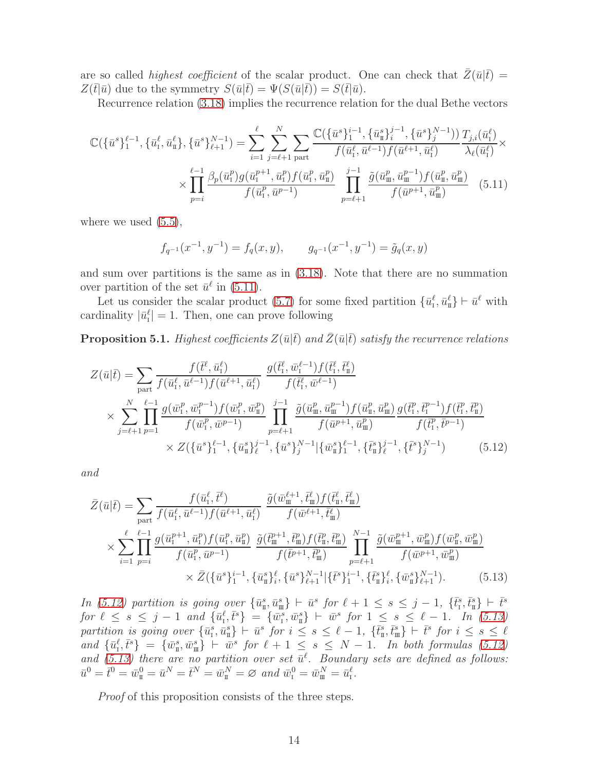are so called *highest coefficient* of the scalar product. One can check that $\bar{Z}(\bar{u}|\bar{t}) = Z(\bar{t}|\bar{u})$ due to the symmetry $S(\bar{u}|\bar{t}) = \Psi(S(\bar{u}|\bar{t})) = S(\bar{t}|\bar{u})$.

Recurrence relation (3.18) implies the recurrence relation for the dual Bethe vectors

$$
\mathbb{C}(\{\bar{u}^s\}_1^{\ell-1}, \{\bar{u}^\ell_{\rm I}, \bar{u}^\ell_{\rm II}\}, \{\bar{u}^s\}_{\ell+1}^{N-1}) = \sum_{i=1}^{\ell}\sum_{j=\ell+1}^{N}\sum_{\rm part} \frac{\mathbb{C}(\{\bar{u}^s\}_1^{i-1}, \{\bar{u}^s_{\rm II}\}_i^{j-1}, \{\bar{u}^s\}_j^{N-1}))}{f(\bar{u}^\ell_{\rm I}, \bar{u}^{\ell-1}) f(\bar{u}^{\ell+1}, \bar{u}^\ell_{\rm I})} \frac{T_{j,i}(\bar{u}^\ell_{\rm I})}{\lambda_\ell(\bar{u}^\ell_{\rm I})} \times
$$
$$
\times \prod_{p=i}^{\ell-1} \frac{\beta_p(\bar{u}^p_{\rm I}) g(\bar{u}^{p+1}_{\rm I}, \bar{u}^p_{\rm I}) f(\bar{u}^p_{\rm I}, \bar{u}^p_{\rm II})}{f(\bar{u}^p_{\rm I}, \bar{u}^{p-1})} \prod_{p=\ell+1}^{j-1} \frac{\tilde{g}(\bar{u}^p_{\rm III}, \bar{u}^{p-1}_{\rm III}) f(\bar{u}^p_{\rm II}, \bar{u}^p_{\rm III})}{f(\bar{u}^{p+1}, \bar{u}^p_{\rm III})} \quad (5.11)
$$

where we used (5.5),

$$
f_{q^{-1}}(x^{-1}, y^{-1}) = f_q(x,y), \qquad g_{q^{-1}}(x^{-1}, y^{-1}) = \tilde{g}_q(x,y)
$$

and sum over partitions is the same as in (3.18). Note that there are no summation over partition of the set $\bar{u}^\ell$ in (5.11).

Let us consider the scalar product (5.7) for some fixed partition $\{\bar{u}^\ell_{\rm I}, \bar{u}^\ell_{\rm II}\} \vdash \bar{u}^\ell$ with cardinality $|\bar{u}^\ell_{\rm I}| = 1$. Then, one can prove following

**Proposition 5.1.** *Highest coefficients $Z(\bar{u}|\bar{t})$ and $\bar{Z}(\bar{u}|\bar{t})$ satisfy the recurrence relations*

$$
Z(\bar{u}|\bar{t}) = \sum_{\rm part} \frac{f(\bar{t}^\ell, \bar{u}^\ell_{\rm I})}{f(\bar{u}^\ell_{\rm I}, \bar{u}^{\ell-1}) f(\bar{u}^{\ell+1}, \bar{u}^\ell_{\rm I})} \frac{g(\bar{t}^\ell_{\rm I}, \bar{w}^{\ell-1}_{\rm I}) f(\bar{t}^\ell_{\rm I}, \bar{t}^\ell_{\rm II})}{f(\bar{t}^\ell_{\rm I}, \bar{w}^{\ell-1})}
$$
$$
\times \sum_{j=\ell+1}^{N} \prod_{p=1}^{\ell-1} \frac{g(\bar{w}^p_{\rm I}, \bar{w}^{p-1}_{\rm I}) f(\bar{w}^p_{\rm I}, \bar{w}^p_{\rm II})}{f(\bar{w}^p_{\rm I}, \bar{w}^{p-1})} \prod_{p=\ell+1}^{j-1} \frac{\tilde{g}(\bar{u}^p_{\rm III}, \bar{u}^{p-1}_{\rm III}) f(\bar{u}^p_{\rm II}, \bar{u}^p_{\rm III})}{f(\bar{u}^{p+1}, \bar{u}^p_{\rm III})} \frac{g(\bar{t}^p_{\rm I}, \bar{t}^{p-1}_{\rm I}) f(\bar{t}^p_{\rm I}, \bar{t}^p_{\rm II})}{f(\bar{t}^p_{\rm I}, \bar{t}^{p-1})}
$$
$$
\times Z(\{\bar{u}^s\}_1^{\ell-1}, \{\bar{u}^s_{\rm II}\}_\ell^{j-1}, \{\bar{u}^s\}_j^{N-1} | \{\bar{w}^s_{\rm II}\}_1^{\ell-1}, \{\bar{t}^s_{\rm II}\}_\ell^{j-1}, \{\bar{t}^s\}_j^{N-1}) \quad (5.12)
$$

*and*

$$
\bar{Z}(\bar{u}|\bar{t}) = \sum_{\rm part} \frac{f(\bar{u}^\ell_{\rm I}, \bar{t}^\ell)}{f(\bar{u}^\ell_{\rm I}, \bar{u}^{\ell-1}) f(\bar{u}^{\ell+1}, \bar{u}^\ell_{\rm I})} \frac{\tilde{g}(\bar{w}^{\ell+1}_{\rm III}, \bar{t}^\ell_{\rm III}) f(\bar{t}^\ell_{\rm II}, \bar{t}^\ell_{\rm III})}{f(\bar{w}^{\ell+1}, \bar{t}^\ell_{\rm III})}
$$
$$
\times \sum_{i=1}^{\ell} \prod_{p=i}^{\ell-1} \frac{g(\bar{u}^{p+1}_{\rm I}, \bar{u}^p_{\rm I}) f(\bar{u}^p_{\rm I}, \bar{u}^p_{\rm II})}{f(\bar{u}^p_{\rm I}, \bar{u}^{p-1})} \frac{\tilde{g}(\bar{t}^{p+1}_{\rm III}, \bar{t}^p_{\rm III}) f(\bar{t}^p_{\rm II}, \bar{t}^p_{\rm III})}{f(\bar{t}^{p+1}, \bar{t}^p_{\rm III})} \prod_{p=\ell+1}^{N-1} \frac{\tilde{g}(\bar{w}^{p+1}_{\rm III}, \bar{w}^p_{\rm III}) f(\bar{w}^p_{\rm II}, \bar{w}^p_{\rm III})}{f(\bar{w}^{p+1}, \bar{w}^p_{\rm III})}
$$
$$
\times \bar{Z}(\{\bar{u}^s\}_1^{i-1}, \{\bar{u}^s_{\rm II}\}_i^{\ell}, \{\bar{u}^s\}_{\ell+1}^{N-1} | \{\bar{t}^s\}_1^{i-1}, \{\bar{t}^s_{\rm II}\}_i^{\ell}, \{\bar{w}^s_{\rm II}\}_{\ell+1}^{N-1}). \quad (5.13)
$$

*In (5.12) partition is going over $\{\bar{u}^s_{\rm II}, \bar{u}^s_{\rm III}\} \vdash \bar{u}^s$ for $\ell+1 \le s \le j-1$, $\{\bar{t}^s_{\rm I}, \bar{t}^s_{\rm II}\} \vdash \bar{t}^s$ for $\ell \le s \le j-1$ and $\{\bar{u}^\ell_{\rm I}, \bar{t}^s\} = \{\bar{w}^s_{\rm I}, \bar{w}^s_{\rm II}\} \vdash \bar{w}^s$ for $1 \le s \le \ell-1$. In (5.13) partition is going over $\{\bar{u}^s_{\rm I}, \bar{u}^s_{\rm II}\} \vdash \bar{u}^s$ for $i \le s \le \ell-1$, $\{\bar{t}^s_{\rm II}, \bar{t}^s_{\rm III}\} \vdash \bar{t}^s$ for $i \le s \le \ell$ and $\{\bar{u}^\ell_{\rm I}, \bar{t}^s\} = \{\bar{w}^s_{\rm II}, \bar{w}^s_{\rm III}\} \vdash \bar{w}^s$ for $\ell+1 \le s \le N-1$. In both formulas (5.12) and (5.13) there are no partition over set $\bar{u}^\ell$. Boundary sets are defined as follows: $\bar{u}^0 = \bar{t}^0 = \bar{w}^0_{\rm II} = \bar{u}^N = \bar{t}^N = \bar{w}^N_{\rm II} = \varnothing$ and $\bar{w}^0_{\rm I} = \bar{w}^N_{\rm III} = \bar{u}^\ell_{\rm I}$.*

*Proof* of this proposition consists of the three steps.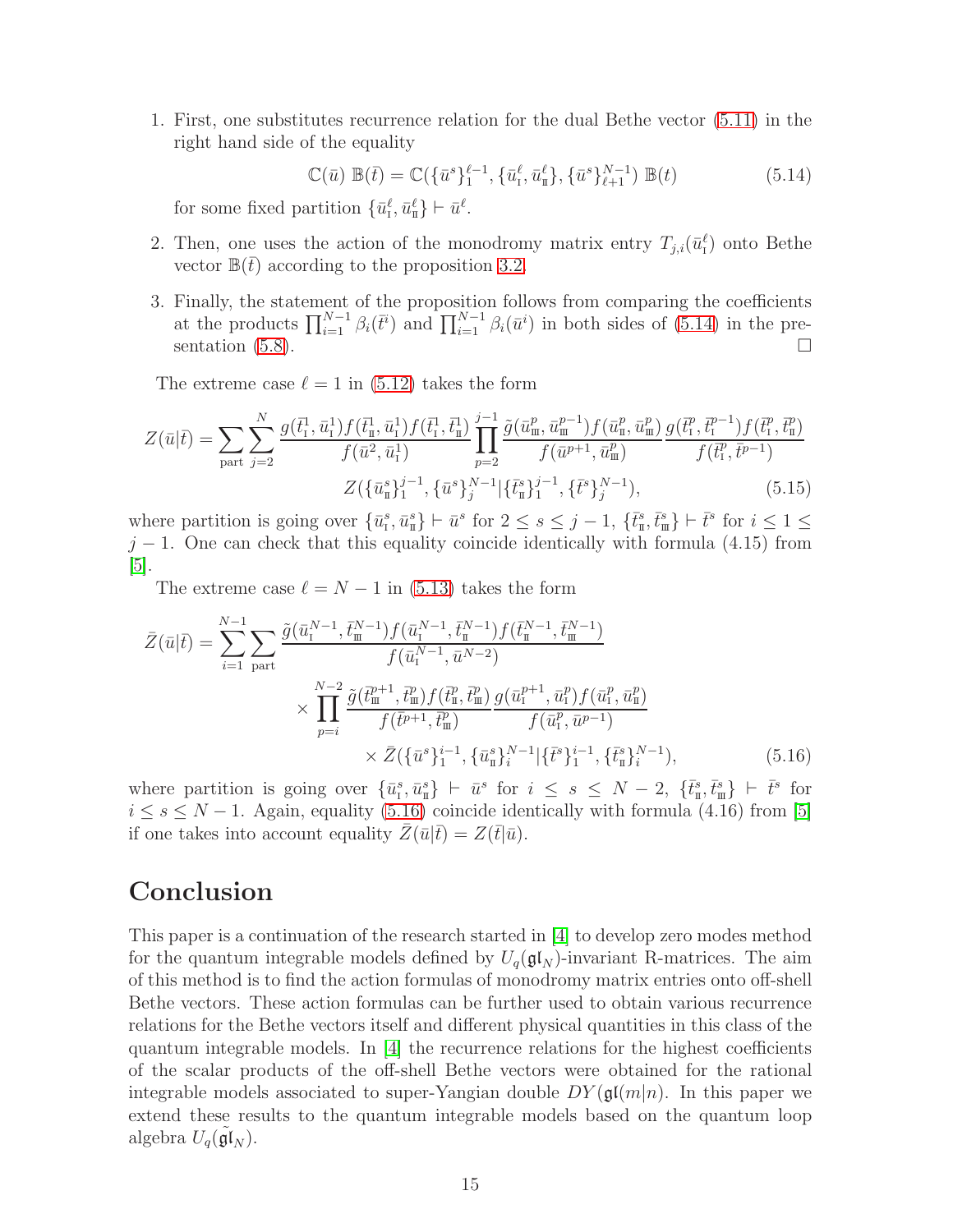1. First, one substitutes recurrence relation for the dual Bethe vector (5.11) in the right hand side of the equality

$$\mathbb{C}(\bar{u})\ \mathbb{B}(\bar{t}) = \mathbb{C}(\{\bar{u}^s\}_1^{\ell-1}, \{\bar{u}^\ell_{\rm I}, \bar{u}^\ell_{\rm II}\}, \{\bar{u}^s\}_{\ell+1}^{N-1})\ \mathbb{B}(t) \tag{5.14}$$

   for some fixed partition $\{\bar{u}^\ell_{\rm I}, \bar{u}^\ell_{\rm II}\} \vdash \bar{u}^\ell$.

2. Then, one uses the action of the monodromy matrix entry $T_{j,i}(\bar{u}^\ell_{\rm I})$ onto Bethe vector $\mathbb{B}(\bar{t})$ according to the proposition 3.2.

3. Finally, the statement of the proposition follows from comparing the coefficients at the products $\prod_{i=1}^{N-1} \beta_i(\bar{t}^i)$ and $\prod_{i=1}^{N-1} \beta_i(\bar{u}^i)$ in both sides of (5.14) in the presentation (5.8). □

The extreme case $\ell = 1$ in (5.12) takes the form

$$Z(\bar{u}|\bar{t}) = \sum_{\rm part} \sum_{j=2}^{N} \frac{g(\bar{t}^1_{\rm I}, \bar{u}^1_{\rm I}) f(\bar{t}^1_{\rm II}, \bar{u}^1_{\rm I}) f(\bar{t}^1_{\rm I}, \bar{t}^1_{\rm II})}{f(\bar{u}^2, \bar{u}^1_{\rm I})} \prod_{p=2}^{j-1} \frac{\tilde{g}(\bar{u}^p_{\rm III}, \bar{u}^{p-1}_{\rm III}) f(\bar{u}^p_{\rm II}, \bar{u}^p_{\rm III})}{f(\bar{u}^{p+1}, \bar{u}^p_{\rm III})} \frac{g(\bar{t}^p_{\rm I}, \bar{t}^{p-1}_{\rm I}) f(\bar{t}^p_{\rm I}, \bar{t}^p_{\rm II})}{f(\bar{t}^p_{\rm I}, \bar{t}^{p-1})}$$
$$Z(\{\bar{u}^s_{\rm II}\}_1^{j-1}, \{\bar{u}^s\}_j^{N-1} | \{\bar{t}^s_{\rm II}\}_1^{j-1}, \{\bar{t}^s\}_j^{N-1}), \tag{5.15}$$

where partition is going over $\{\bar{u}^s_{\rm I}, \bar{u}^s_{\rm II}\} \vdash \bar{u}^s$ for $2 \le s \le j-1$, $\{\bar{t}^s_{\rm II}, \bar{t}^s_{\rm III}\} \vdash \bar{t}^s$ for $i \le 1 \le j-1$. One can check that this equality coincide identically with formula (4.15) from [5].

The extreme case $\ell = N-1$ in (5.13) takes the form

$$\bar{Z}(\bar{u}|\bar{t}) = \sum_{i=1}^{N-1} \sum_{\rm part} \frac{\tilde{g}(\bar{u}^{N-1}_{\rm I}, \bar{t}^{N-1}_{\rm III}) f(\bar{u}^{N-1}_{\rm I}, \bar{t}^{N-1}_{\rm II}) f(\bar{t}^{N-1}_{\rm II}, \bar{t}^{N-1}_{\rm III})}{f(\bar{u}^{N-1}_{\rm I}, \bar{u}^{N-2})}$$
$$\times \prod_{p=i}^{N-2} \frac{\tilde{g}(\bar{t}^{p+1}_{\rm III}, \bar{t}^p_{\rm III}) f(\bar{t}^p_{\rm II}, \bar{t}^p_{\rm III})}{f(\bar{t}^{p+1}, \bar{t}^p_{\rm III})} \frac{g(\bar{u}^{p+1}_{\rm I}, \bar{u}^p_{\rm I}) f(\bar{u}^p_{\rm I}, \bar{u}^p_{\rm II})}{f(\bar{u}^p_{\rm I}, \bar{u}^{p-1})}$$
$$\times \bar{Z}(\{\bar{u}^s\}_1^{i-1}, \{\bar{u}^s_{\rm II}\}_i^{N-1} | \{\bar{t}^s\}_1^{i-1}, \{\bar{t}^s_{\rm II}\}_i^{N-1}), \tag{5.16}$$

where partition is going over $\{\bar{u}^s_{\rm I}, \bar{u}^s_{\rm II}\} \vdash \bar{u}^s$ for $i \le s \le N-2$, $\{\bar{t}^s_{\rm II}, \bar{t}^s_{\rm III}\} \vdash \bar{t}^s$ for $i \le s \le N-1$. Again, equality (5.16) coincide identically with formula (4.16) from [5] if one takes into account equality $\bar{Z}(\bar{u}|\bar{t}) = Z(\bar{t}|\bar{u})$.

# Conclusion

This paper is a continuation of the research started in [4] to develop zero modes method for the quantum integrable models defined by $U_q(\mathfrak{gl}_N)$-invariant R-matrices. The aim of this method is to find the action formulas of monodromy matrix entries onto off-shell Bethe vectors. These action formulas can be further used to obtain various recurrence relations for the Bethe vectors itself and different physical quantities in this class of the quantum integrable models. In [4] the recurrence relations for the highest coefficients of the scalar products of the off-shell Bethe vectors were obtained for the rational integrable models associated to super-Yangian double $DY(\mathfrak{gl}(m|n)$. In this paper we extend these results to the quantum integrable models based on the quantum loop algebra $U_q(\tilde{\mathfrak{gl}}_N)$.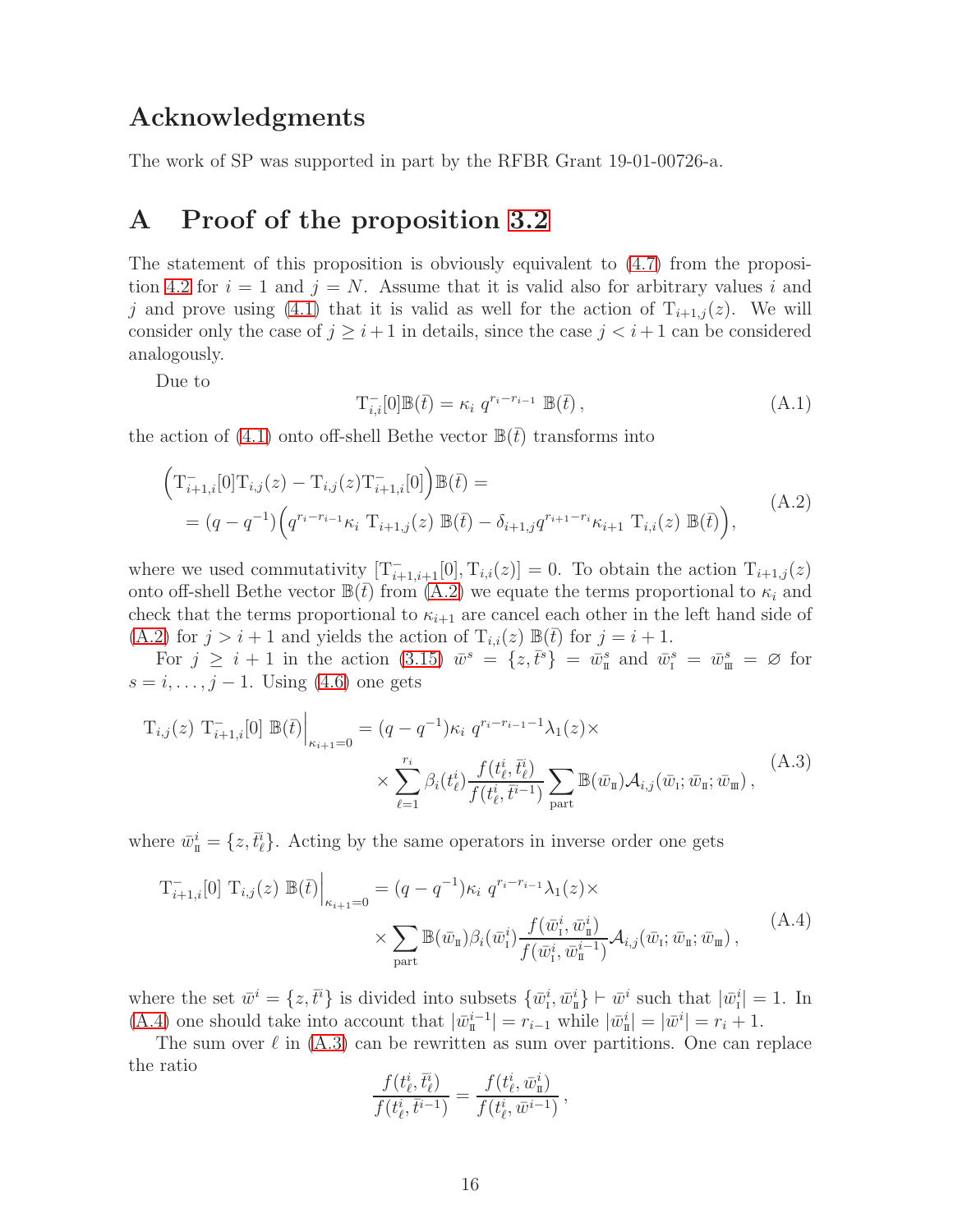## Acknowledgments

The work of SP was supported in part by the RFBR Grant 19-01-00726-a.

# A Proof of the proposition 3.2

The statement of this proposition is obviously equivalent to (4.7) from the proposition 4.2 for $i = 1$ and $j = N$. Assume that it is valid also for arbitrary values $i$ and $j$ and prove using (4.1) that it is valid as well for the action of $\mathrm{T}_{i+1,j}(z)$. We will consider only the case of $j \geq i+1$ in details, since the case $j < i+1$ can be considered analogously.

Due to

$$\mathrm{T}^{-}_{i,i}[0]\mathbb{B}(\bar{t}) = \kappa_i \; q^{r_i - r_{i-1}} \; \mathbb{B}(\bar{t})\,, \tag{A.1}$$

the action of (4.1) onto off-shell Bethe vector $\mathbb{B}(\bar{t})$ transforms into

$$\begin{aligned} &\Big(\mathrm{T}^{-}_{i+1,i}[0]\mathrm{T}_{i,j}(z) - \mathrm{T}_{i,j}(z)\mathrm{T}^{-}_{i+1,i}[0]\Big)\mathbb{B}(\bar{t}) = \\ &= (q-q^{-1})\Big(q^{r_i - r_{i-1}}\kappa_i \; \mathrm{T}_{i+1,j}(z)\; \mathbb{B}(\bar{t}) - \delta_{i+1,j} q^{r_{i+1}-r_i}\kappa_{i+1}\; \mathrm{T}_{i,i}(z)\; \mathbb{B}(\bar{t})\Big), \end{aligned} \tag{A.2}$$

where we used commutativity $[\mathrm{T}^{-}_{i+1,i+1}[0], \mathrm{T}_{i,i}(z)] = 0$. To obtain the action $\mathrm{T}_{i+1,j}(z)$ onto off-shell Bethe vector $\mathbb{B}(\bar{t})$ from (A.2) we equate the terms proportional to $\kappa_i$ and check that the terms proportional to $\kappa_{i+1}$ are cancel each other in the left hand side of (A.2) for $j > i+1$ and yields the action of $\mathrm{T}_{i,i}(z)\; \mathbb{B}(\bar{t})$ for $j = i+1$.

For $j \geq i+1$ in the action (3.15) $\bar{w}^s = \{z, \bar{t}^s\} = \bar{w}^s_{\rm II}$ and $\bar{w}^s_{\rm I} = \bar{w}^s_{\rm III} = \varnothing$ for $s = i, \ldots, j-1$. Using (4.6) one gets

$$\begin{aligned} \mathrm{T}_{i,j}(z)\; \mathrm{T}^{-}_{i+1,i}[0]\; \mathbb{B}(\bar{t})\Big|_{\kappa_{i+1}=0} &= (q-q^{-1})\kappa_i\; q^{r_i - r_{i-1}-1}\lambda_1(z)\times \\ &\times \sum_{\ell=1}^{r_i} \beta_i(t^i_\ell)\frac{f(t^i_\ell, \bar{t}^i_\ell)}{f(t^i_\ell, \bar{t}^{i-1})} \sum_{\rm part} \mathbb{B}(\bar{w}_{\rm II})\mathcal{A}_{i,j}(\bar{w}_{\rm I}; \bar{w}_{\rm II}; \bar{w}_{\rm III})\,, \end{aligned} \tag{A.3}$$

where $\bar{w}^i_{\rm II} = \{z, \bar{t}^i_\ell\}$. Acting by the same operators in inverse order one gets

$$\begin{aligned} \mathrm{T}^{-}_{i+1,i}[0]\; \mathrm{T}_{i,j}(z)\; \mathbb{B}(\bar{t})\Big|_{\kappa_{i+1}=0} &= (q-q^{-1})\kappa_i\; q^{r_i - r_{i-1}}\lambda_1(z)\times \\ &\times \sum_{\rm part} \mathbb{B}(\bar{w}_{\rm II})\beta_i(\bar{w}^i_{\rm I})\frac{f(\bar{w}^i_{\rm I}, \bar{w}^i_{\rm II})}{f(\bar{w}^i_{\rm I}, \bar{w}^{i-1}_{\rm II})}\mathcal{A}_{i,j}(\bar{w}_{\rm I}; \bar{w}_{\rm II}; \bar{w}_{\rm III})\,, \end{aligned} \tag{A.4}$$

where the set $\bar{w}^i = \{z, \bar{t}^i\}$ is divided into subsets $\{\bar{w}^i_{\rm I}, \bar{w}^i_{\rm II}\} \vdash \bar{w}^i$ such that $|\bar{w}^i_{\rm I}| = 1$. In (A.4) one should take into account that $|\bar{w}^{i-1}_{\rm II}| = r_{i-1}$ while $|\bar{w}^i_{\rm II}| = |\bar{w}^i| = r_i + 1$.

The sum over $\ell$ in (A.3) can be rewritten as sum over partitions. One can replace the ratio

$$\frac{f(t^i_\ell, \bar{t}^i_\ell)}{f(t^i_\ell, \bar{t}^{i-1})} = \frac{f(t^i_\ell, \bar{w}^i_{\rm II})}{f(t^i_\ell, \bar{w}^{i-1})}\,,$$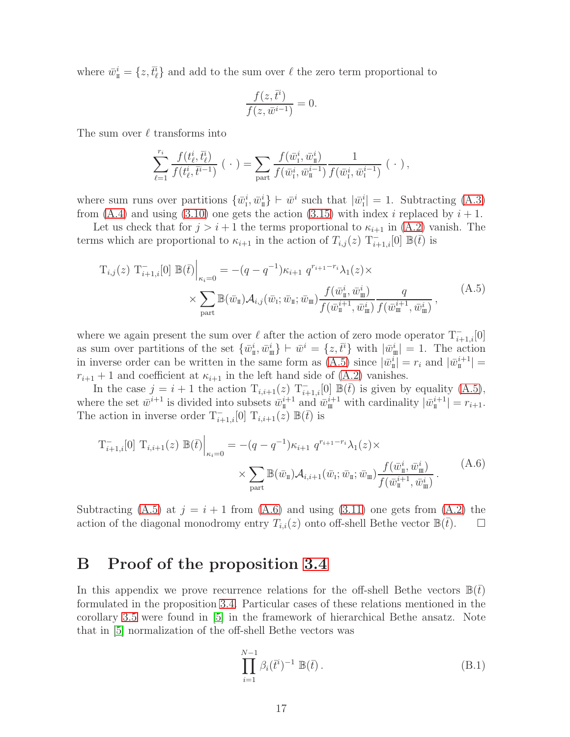where $\bar w^i_{\rm II} = \{z, \bar t^i_\ell\}$ and add to the sum over $\ell$ the zero term proportional to

$$\frac{f(z,\bar t^i)}{f(z,\bar w^{i-1})} = 0.$$

The sum over $\ell$ transforms into

$$\sum_{\ell=1}^{r_i} \frac{f(t^i_\ell,\bar t^i_\ell)}{f(t^i_\ell,\bar t^{i-1})}\ (\ \cdot\ ) = \sum_{\rm part} \frac{f(\bar w^i_{\rm I},\bar w^i_{\rm II})}{f(\bar w^i_{\rm I},\bar w^{i-1}_{\rm II})} \frac{1}{f(\bar w^i_{\rm I},\bar w^{i-1}_{\rm I})}\ (\ \cdot\ )\,,$$

where sum runs over partitions $\{\bar w^i_{\rm I},\bar w^i_{\rm II}\} \vdash \bar w^i$ such that $|\bar w^i_{\rm I}| = 1$. Subtracting (A.3) from (A.4) and using (3.10) one gets the action (3.15) with index $i$ replaced by $i+1$.

Let us check that for $j > i+1$ the terms proportional to $\kappa_{i+1}$ in (A.2) vanish. The terms which are proportional to $\kappa_{i+1}$ in the action of $T_{i,j}(z)\ {\rm T}^-_{i+1,i}[0]\ \mathbb{B}(\bar t)$ is

$$\begin{aligned}{\rm T}_{i,j}(z)\ {\rm T}^-_{i+1,i}[0]\ \mathbb{B}(\bar t)\Big|_{\kappa_i=0} &= -(q-q^{-1})\kappa_{i+1}\ q^{r_{i+1}-r_i}\lambda_1(z)\times \\ &\times \sum_{\rm part} \mathbb{B}(\bar w_{\rm II})\mathcal{A}_{i,j}(\bar w_{\rm I};\bar w_{\rm II};\bar w_{\rm III}) \frac{f(\bar w^i_{\rm II},\bar w^i_{\rm III})}{f(\bar w^{i+1}_{\rm II},\bar w^i_{\rm III})} \frac{q}{f(\bar w^{i+1}_{\rm III},\bar w^i_{\rm III})}\,,\end{aligned} \tag{A.5}$$

where we again present the sum over $\ell$ after the action of zero mode operator ${\rm T}^-_{i+1,i}[0]$ as sum over partitions of the set $\{\bar w^i_{\rm II},\bar w^i_{\rm III}\} \vdash \bar w^i = \{z,\bar t^i\}$ with $|\bar w^i_{\rm III}| = 1$. The action in inverse order can be written in the same form as (A.5) since $|\bar w^i_{\rm II}| = r_i$ and $|\bar w^{i+1}_{\rm II}| = r_{i+1}+1$ and coefficient at $\kappa_{i+1}$ in the left hand side of (A.2) vanishes.

In the case $j = i+1$ the action ${\rm T}_{i,i+1}(z)\ {\rm T}^-_{i+1,i}[0]\ \mathbb{B}(\bar t)$ is given by equality (A.5), where the set $\bar w^{i+1}$ is divided into subsets $\bar w^{i+1}_{\rm II}$ and $\bar w^{i+1}_{\rm III}$ with cardinality $|\bar w^{i+1}_{\rm II}| = r_{i+1}$. The action in inverse order ${\rm T}^-_{i+1,i}[0]\ {\rm T}_{i,i+1}(z)\ \mathbb{B}(\bar t)$ is

$$\begin{aligned}{\rm T}^-_{i+1,i}[0]\ {\rm T}_{i,i+1}(z)\ \mathbb{B}(\bar t)\Big|_{\kappa_i=0} &= -(q-q^{-1})\kappa_{i+1}\ q^{r_{i+1}-r_i}\lambda_1(z)\times \\ &\times \sum_{\rm part} \mathbb{B}(\bar w_{\rm II})\mathcal{A}_{i,i+1}(\bar w_{\rm I};\bar w_{\rm II};\bar w_{\rm III}) \frac{f(\bar w^i_{\rm II},\bar w^i_{\rm III})}{f(\bar w^{i+1}_{\rm II},\bar w^i_{\rm III})}\,.\end{aligned} \tag{A.6}$$

Subtracting (A.5) at $j = i+1$ from (A.6) and using (3.11) one gets from (A.2) the action of the diagonal monodromy entry $T_{i,i}(z)$ onto off-shell Bethe vector $\mathbb{B}(\bar t)$. □

# B Proof of the proposition 3.4

In this appendix we prove recurrence relations for the off-shell Bethe vectors $\mathbb{B}(\bar t)$ formulated in the proposition 3.4. Particular cases of these relations mentioned in the corollary 3.5 were found in [5] in the framework of hierarchical Bethe ansatz. Note that in [5] normalization of the off-shell Bethe vectors was

$$\prod_{i=1}^{N-1} \beta_i(\bar t^i)^{-1}\ \mathbb{B}(\bar t)\,. \tag{B.1}$$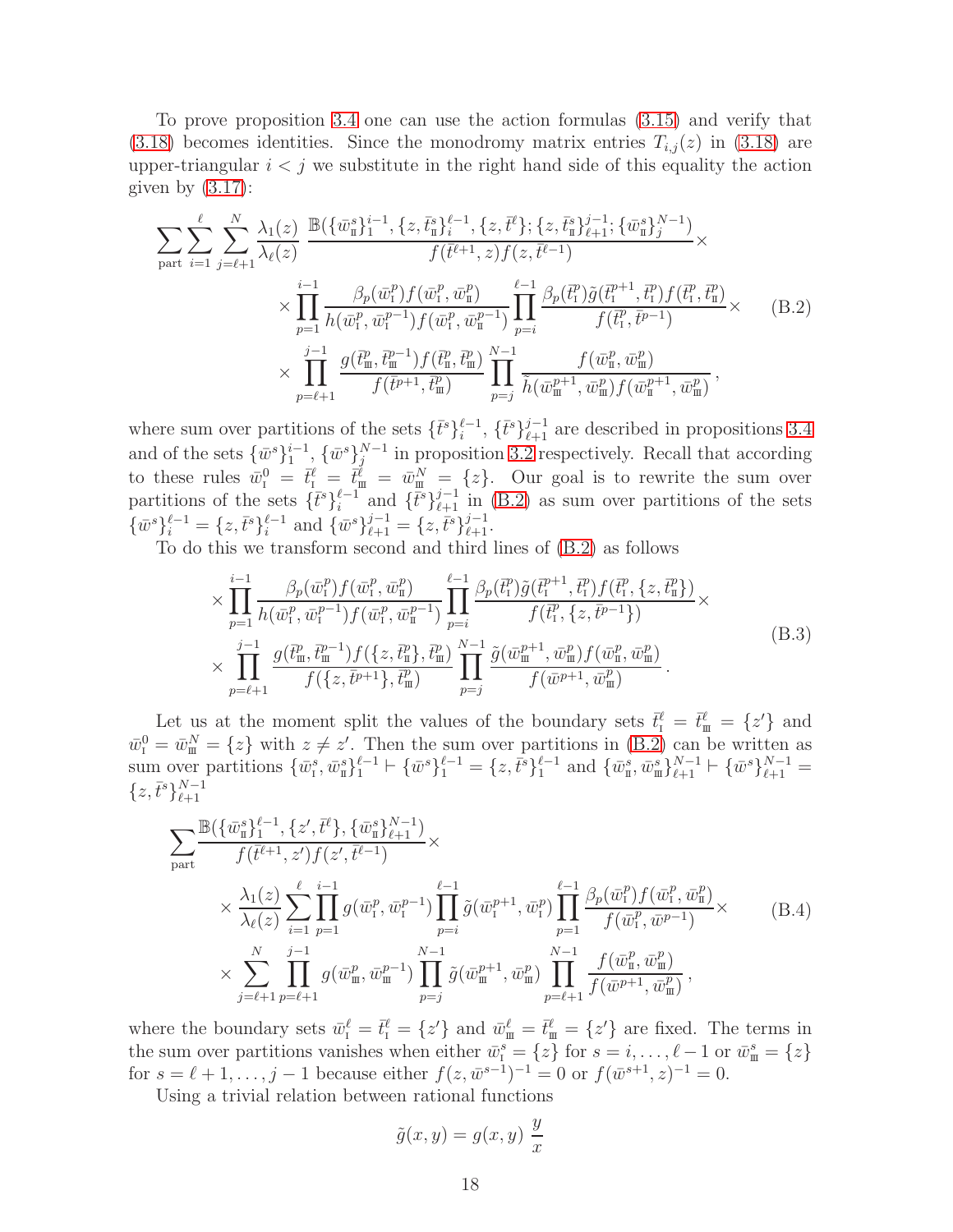To prove proposition 3.4 one can use the action formulas (3.15) and verify that (3.18) becomes identities. Since the monodromy matrix entries $T_{i,j}(z)$ in (3.18) are upper-triangular $i<j$ we substitute in the right hand side of this equality the action given by (3.17):

$$
\begin{aligned}
\sum_{\rm part}\sum_{i=1}^{\ell}\sum_{j=\ell+1}^{N}\frac{\lambda_1(z)}{\lambda_\ell(z)}\ &\frac{\mathbb{B}(\{\bar w^s_{\rm II}\}_1^{i-1},\{z,\bar t^s_{\rm II}\}_i^{\ell-1},\{z,\bar t^\ell\};\{z,\bar t^s_{\rm II}\}_{\ell+1}^{j-1};\{\bar w^s_{\rm II}\}_j^{N-1})}{f(\bar t^{\ell+1},z)f(z,\bar t^{\ell-1})}\times\\
&\times\prod_{p=1}^{i-1}\frac{\beta_p(\bar w^p_{\rm I})f(\bar w^p_{\rm I},\bar w^p_{\rm II})}{h(\bar w^p_{\rm I},\bar w^{p-1}_{\rm I})f(\bar w^p_{\rm I},\bar w^{p-1}_{\rm II})}\prod_{p=i}^{\ell-1}\frac{\beta_p(\bar t^p_{\rm I})\tilde g(\bar t^{p+1}_{\rm I},\bar t^p_{\rm I})f(\bar t^p_{\rm I},\bar t^p_{\rm II})}{f(\bar t^p_{\rm I},\bar t^{p-1})}\times\\
&\times\prod_{p=\ell+1}^{j-1}\frac{g(\bar t^p_{\rm III},\bar t^{p-1}_{\rm III})f(\bar t^p_{\rm II},\bar t^p_{\rm III})}{f(\bar t^{p+1},\bar t^p_{\rm III})}\prod_{p=j}^{N-1}\frac{f(\bar w^p_{\rm II},\bar w^p_{\rm III})}{\tilde h(\bar w^{p+1}_{\rm III},\bar w^p_{\rm III})f(\bar w^{p+1}_{\rm II},\bar w^p_{\rm III})}\,,
\end{aligned}
\tag{B.2}
$$

where sum over partitions of the sets $\{\bar t^s\}_i^{\ell-1}$, $\{\bar t^s\}_{\ell+1}^{j-1}$ are described in propositions 3.4 and of the sets $\{\bar w^s\}_1^{i-1}$, $\{\bar w^s\}_j^{N-1}$ in proposition 3.2 respectively. Recall that according to these rules $\bar w^0_{\rm I}=\bar t^\ell_{\rm I}=\bar t^\ell_{\rm III}=\bar w^N_{\rm III}=\{z\}$. Our goal is to rewrite the sum over partitions of the sets $\{\bar t^s\}_i^{\ell-1}$ and $\{\bar t^s\}_{\ell+1}^{j-1}$ in (B.2) as sum over partitions of the sets $\{\bar w^s\}_i^{\ell-1}=\{z,\bar t^s\}_i^{\ell-1}$ and $\{\bar w^s\}_{\ell+1}^{j-1}=\{z,\bar t^s\}_{\ell+1}^{j-1}$.

To do this we transform second and third lines of (B.2) as follows

$$
\begin{aligned}
&\times\prod_{p=1}^{i-1}\frac{\beta_p(\bar w^p_{\rm I})f(\bar w^p_{\rm I},\bar w^p_{\rm II})}{h(\bar w^p_{\rm I},\bar w^{p-1}_{\rm I})f(\bar w^p_{\rm I},\bar w^{p-1}_{\rm II})}\prod_{p=i}^{\ell-1}\frac{\beta_p(\bar t^p_{\rm I})\tilde g(\bar t^{p+1}_{\rm I},\bar t^p_{\rm I})f(\bar t^p_{\rm I},\{z,\bar t^p_{\rm II}\})}{f(\bar t^p_{\rm I},\{z,\bar t^{p-1}\})}\times\\
&\times\prod_{p=\ell+1}^{j-1}\frac{g(\bar t^p_{\rm III},\bar t^{p-1}_{\rm III})f(\{z,\bar t^p_{\rm II}\},\bar t^p_{\rm III})}{f(\{z,\bar t^{p+1}\},\bar t^p_{\rm III})}\prod_{p=j}^{N-1}\frac{\tilde g(\bar w^{p+1}_{\rm III},\bar w^p_{\rm III})f(\bar w^p_{\rm II},\bar w^p_{\rm III})}{f(\bar w^{p+1},\bar w^p_{\rm III})}\,.
\end{aligned}
\tag{B.3}
$$

Let us at the moment split the values of the boundary sets $\bar t^\ell_{\rm I}=\bar t^\ell_{\rm III}=\{z'\}$ and $\bar w^0_{\rm I}=\bar w^N_{\rm III}=\{z\}$ with $z\neq z'$. Then the sum over partitions in (B.2) can be written as sum over partitions $\{\bar w^s_{\rm I},\bar w^s_{\rm II}\}_1^{\ell-1}\vdash\{\bar w^s\}_1^{\ell-1}=\{z,\bar t^s\}_1^{\ell-1}$ and $\{\bar w^s_{\rm II},\bar w^s_{\rm III}\}_{\ell+1}^{N-1}\vdash\{\bar w^s\}_{\ell+1}^{N-1}=\{z,\bar t^s\}_{\ell+1}^{N-1}$

$$
\begin{aligned}
\sum_{\rm part}&\frac{\mathbb{B}(\{\bar w^s_{\rm II}\}_1^{\ell-1},\{z',\bar t^\ell\},\{\bar w^s_{\rm II}\}_{\ell+1}^{N-1})}{f(\bar t^{\ell+1},z')f(z',\bar t^{\ell-1})}\times\\
&\times\frac{\lambda_1(z)}{\lambda_\ell(z)}\sum_{i=1}^{\ell}\prod_{p=1}^{i-1}g(\bar w^p_{\rm I},\bar w^{p-1}_{\rm I})\prod_{p=i}^{\ell-1}\tilde g(\bar w^{p+1}_{\rm I},\bar w^p_{\rm I})\prod_{p=1}^{\ell-1}\frac{\beta_p(\bar w^p_{\rm I})f(\bar w^p_{\rm I},\bar w^p_{\rm II})}{f(\bar w^p_{\rm I},\bar w^{p-1})}\times\\
&\times\sum_{j=\ell+1}^{N}\prod_{p=\ell+1}^{j-1}g(\bar w^p_{\rm III},\bar w^{p-1}_{\rm III})\prod_{p=j}^{N-1}\tilde g(\bar w^{p+1}_{\rm III},\bar w^p_{\rm III})\prod_{p=\ell+1}^{N-1}\frac{f(\bar w^p_{\rm II},\bar w^p_{\rm III})}{f(\bar w^{p+1},\bar w^p_{\rm III})}\,,
\end{aligned}
\tag{B.4}
$$

where the boundary sets $\bar w^\ell_{\rm I}=\bar t^\ell_{\rm I}=\{z'\}$ and $\bar w^\ell_{\rm III}=\bar t^\ell_{\rm III}=\{z'\}$ are fixed. The terms in the sum over partitions vanishes when either $\bar w^s_{\rm I}=\{z\}$ for $s=i,\ldots,\ell-1$ or $\bar w^s_{\rm III}=\{z\}$ for $s=\ell+1,\ldots,j-1$ because either $f(z,\bar w^{s-1})^{-1}=0$ or $f(\bar w^{s+1},z)^{-1}=0$.

Using a trivial relation between rational functions

$$
\tilde g(x,y)=g(x,y)\,\frac{y}{x}
$$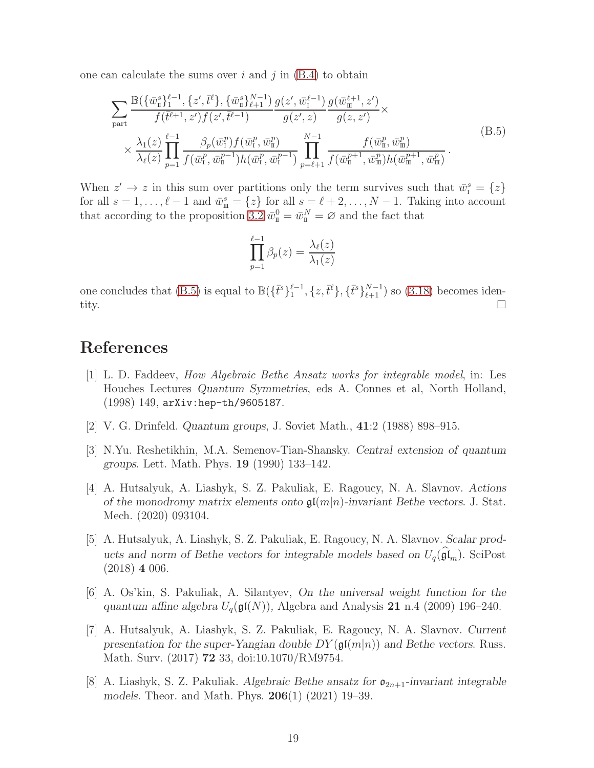one can calculate the sums over $i$ and $j$ in (B.4) to obtain

$$
\begin{aligned}
&\sum_{\text{part}} \frac{\mathbb{B}(\{\bar w^s_{\scriptscriptstyle \rm II}\}_1^{\ell-1},\{z',\bar t^\ell\},\{\bar w^s_{\scriptscriptstyle \rm II}\}_{\ell+1}^{N-1})}{f(\bar t^{\ell+1},z')f(z',\bar t^{\ell-1})}\,\frac{g(z',\bar w^{\ell-1}_{\scriptscriptstyle \rm I})}{g(z',z)}\,\frac{g(\bar w^{\ell+1}_{\scriptscriptstyle \rm III},z')}{g(z,z')}\times\\
&\quad\times\frac{\lambda_1(z)}{\lambda_\ell(z)}\prod_{p=1}^{\ell-1}\frac{\beta_p(\bar w^p_{\scriptscriptstyle \rm I})f(\bar w^p_{\scriptscriptstyle \rm I},\bar w^p_{\scriptscriptstyle \rm II})}{f(\bar w^p_{\scriptscriptstyle \rm I},\bar w^{p-1}_{\scriptscriptstyle \rm II})h(\bar w^p_{\scriptscriptstyle \rm I},\bar w^{p-1}_{\scriptscriptstyle \rm I})}\prod_{p=\ell+1}^{N-1}\frac{f(\bar w^p_{\scriptscriptstyle \rm II},\bar w^p_{\scriptscriptstyle \rm III})}{f(\bar w^{p+1}_{\scriptscriptstyle \rm II},\bar w^p_{\scriptscriptstyle \rm III})h(\bar w^{p+1}_{\scriptscriptstyle \rm III},\bar w^p_{\scriptscriptstyle \rm III})}\,.
\end{aligned}
\tag{B.5}
$$

When $z'\to z$ in this sum over partitions only the term survives such that $\bar w^s_{\scriptscriptstyle \rm I}=\{z\}$ for all $s=1,\dots,\ell-1$ and $\bar w^s_{\scriptscriptstyle \rm III}=\{z\}$ for all $s=\ell+2,\dots,N-1$. Taking into account that according to the proposition 3.2 $\bar w^0_{\scriptscriptstyle \rm II}=\bar w^N_{\scriptscriptstyle \rm II}=\varnothing$ and the fact that

$$
\prod_{p=1}^{\ell-1}\beta_p(z)=\frac{\lambda_\ell(z)}{\lambda_1(z)}
$$

one concludes that (B.5) is equal to $\mathbb{B}(\{\bar t^s\}_1^{\ell-1},\{z,\bar t^\ell\},\{\bar t^s\}_{\ell+1}^{N-1})$ so (3.18) becomes identity. □

# References

[1] L. D. Faddeev, *How Algebraic Bethe Ansatz works for integrable model*, in: Les Houches Lectures *Quantum Symmetries*, eds A. Connes et al, North Holland, (1998) 149, arXiv:hep-th/9605187.

[2] V. G. Drinfeld. *Quantum groups*, J. Soviet Math., **41**:2 (1988) 898–915.

[3] N.Yu. Reshetikhin, M.A. Semenov-Tian-Shansky. *Central extension of quantum groups*. Lett. Math. Phys. **19** (1990) 133–142.

[4] A. Hutsalyuk, A. Liashyk, S. Z. Pakuliak, E. Ragoucy, N. A. Slavnov. *Actions of the monodromy matrix elements onto $\mathfrak{gl}(m|n)$-invariant Bethe vectors*. J. Stat. Mech. (2020) 093104.

[5] A. Hutsalyuk, A. Liashyk, S. Z. Pakuliak, E. Ragoucy, N. A. Slavnov. *Scalar products and norm of Bethe vectors for integrable models based on $U_q(\widehat{\mathfrak{gl}}_m)$*. SciPost (2018) **4** 006.

[6] A. Os'kin, S. Pakuliak, A. Silantyev, *On the universal weight function for the quantum affine algebra $U_q(\mathfrak{gl}(N))$*, Algebra and Analysis **21** n.4 (2009) 196–240.

[7] A. Hutsalyuk, A. Liashyk, S. Z. Pakuliak, E. Ragoucy, N. A. Slavnov. *Current presentation for the super-Yangian double $DY(\mathfrak{gl}(m|n))$ and Bethe vectors*. Russ. Math. Surv. (2017) **72** 33, doi:10.1070/RM9754.

[8] A. Liashyk, S. Z. Pakuliak. *Algebraic Bethe ansatz for $\mathfrak{o}_{2n+1}$-invariant integrable models*. Theor. and Math. Phys. **206**(1) (2021) 19–39.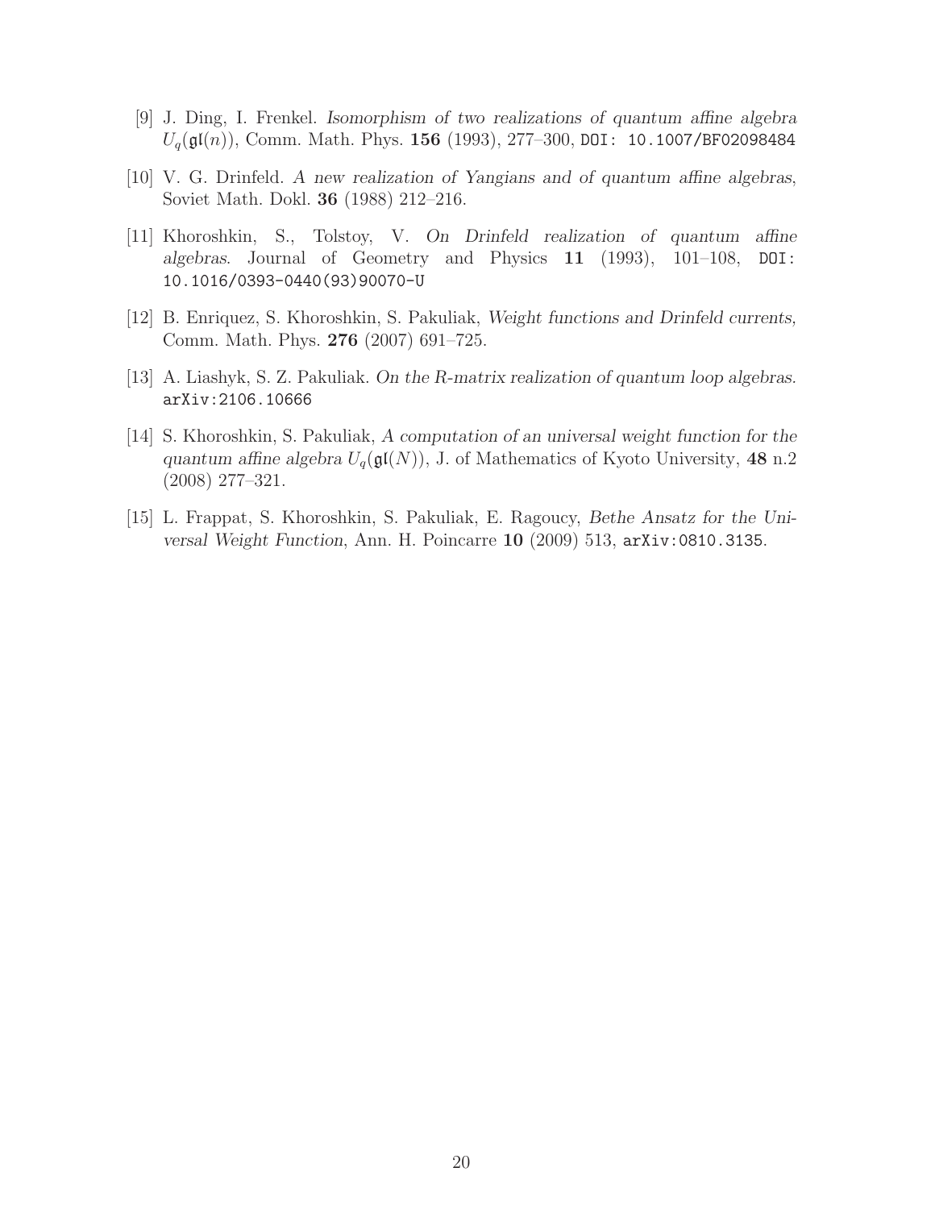[9] J. Ding, I. Frenkel. *Isomorphism of two realizations of quantum affine algebra $U_q(\mathfrak{gl}(n))$*, Comm. Math. Phys. **156** (1993), 277–300, `DOI: 10.1007/BF02098484`

[10] V. G. Drinfeld. *A new realization of Yangians and of quantum affine algebras*, Soviet Math. Dokl. **36** (1988) 212–216.

[11] Khoroshkin, S., Tolstoy, V. *On Drinfeld realization of quantum affine algebras*. Journal of Geometry and Physics **11** (1993), 101–108, `DOI: 10.1016/0393-0440(93)90070-U`

[12] B. Enriquez, S. Khoroshkin, S. Pakuliak, *Weight functions and Drinfeld currents*, Comm. Math. Phys. **276** (2007) 691–725.

[13] A. Liashyk, S. Z. Pakuliak. *On the R-matrix realization of quantum loop algebras*. `arXiv:2106.10666`

[14] S. Khoroshkin, S. Pakuliak, *A computation of an universal weight function for the quantum affine algebra $U_q(\mathfrak{gl}(N))$*, J. of Mathematics of Kyoto University, **48** n.2 (2008) 277–321.

[15] L. Frappat, S. Khoroshkin, S. Pakuliak, E. Ragoucy, *Bethe Ansatz for the Universal Weight Function*, Ann. H. Poincarre **10** (2009) 513, `arXiv:0810.3135`.